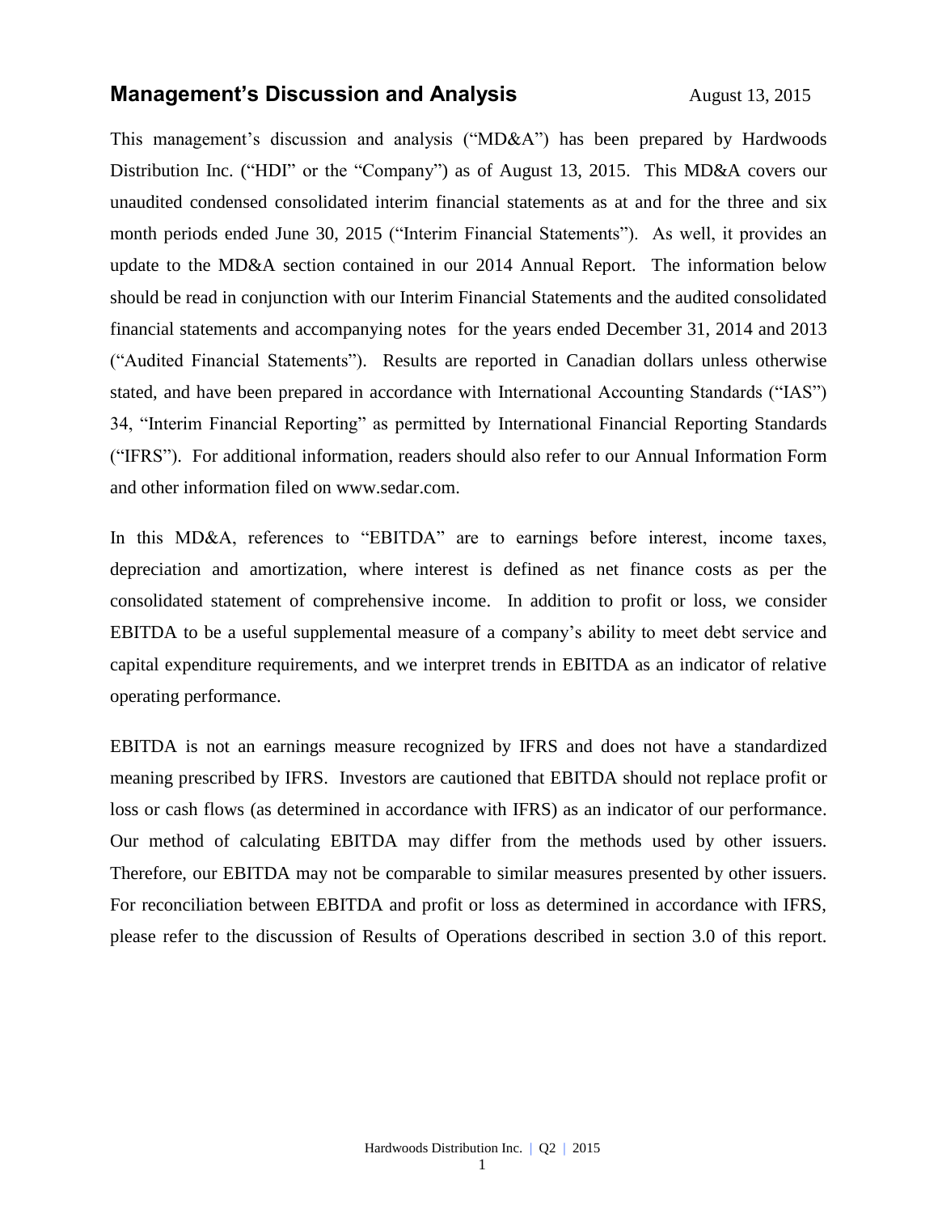# Management's Discussion and Analysis

August 13, 2015

This management's discussion and analysis ("MD&A") has been prepared by Hardwoods Distribution Inc. ("HDI" or the "Company") as of August 13, 2015. This MD&A covers our unaudited condensed consolidated interim financial statements as at and for the three and six month periods ended June 30, 2015 ("Interim Financial Statements"). As well, it provides an update to the MD&A section contained in our 2014 Annual Report. The information below should be read in conjunction with our Interim Financial Statements and the audited consolidated financial statements and accompanying notes for the years ended December 31, 2014 and 2013 ("Audited Financial Statements"). Results are reported in Canadian dollars unless otherwise stated, and have been prepared in accordance with International Accounting Standards ("IAS") 34, "Interim Financial Reporting" as permitted by International Financial Reporting Standards ("IFRS"). For additional information, readers should also refer to our Annual Information Form and other information filed on www.sedar.com.

In this MD&A, references to "EBITDA" are to earnings before interest, income taxes, depreciation and amortization, where interest is defined as net finance costs as per the consolidated statement of comprehensive income. In addition to profit or loss, we consider EBITDA to be a useful supplemental measure of a company's ability to meet debt service and capital expenditure requirements, and we interpret trends in EBITDA as an indicator of relative operating performance.

EBITDA is not an earnings measure recognized by IFRS and does not have a standardized meaning prescribed by IFRS. Investors are cautioned that EBITDA should not replace profit or loss or cash flows (as determined in accordance with IFRS) as an indicator of our performance. Our method of calculating EBITDA may differ from the methods used by other issuers. Therefore, our EBITDA may not be comparable to similar measures presented by other issuers. For reconciliation between EBITDA and profit or loss as determined in accordance with IFRS, please refer to the discussion of Results of Operations described in section 3.0 of this report.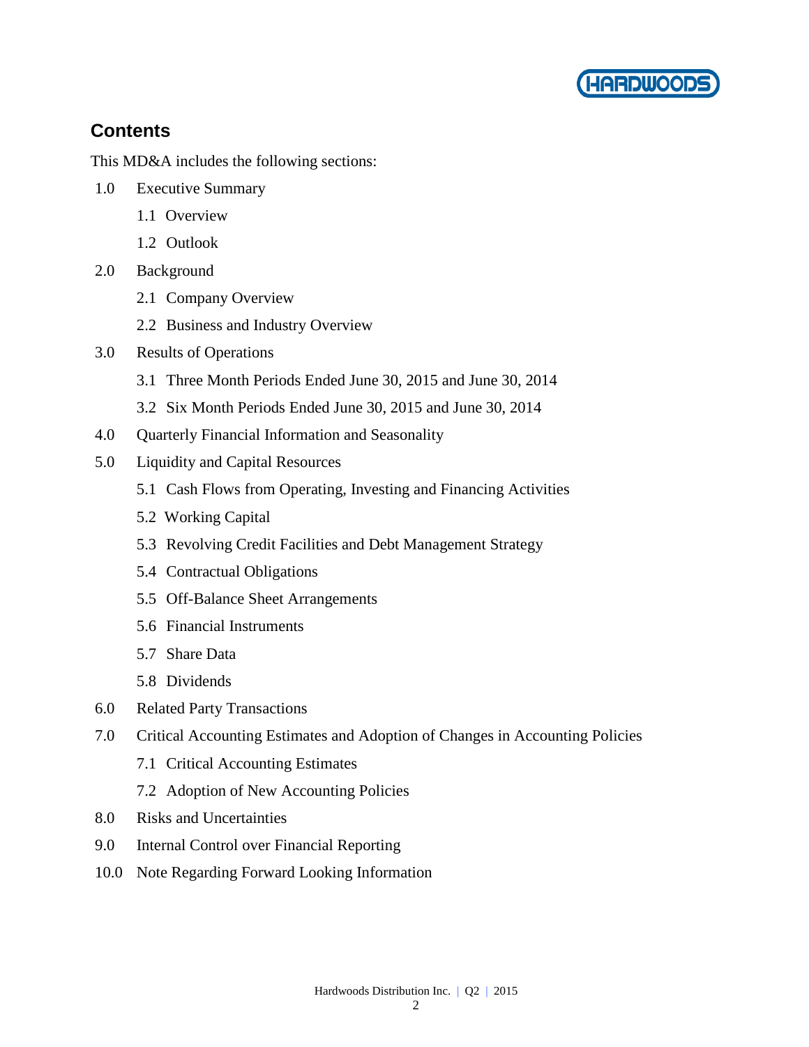## Contents

This MD&A includes the following sections:

- 1.0 Executive Summary
  - 1.1 Overview
  - 1.2 Outlook
- 2.0 Background
  - 2.1 Company Overview
  - 2.2 Business and Industry Overview
- 3.0 Results of Operations
  - 3.1 Three Month Periods Ended June 30, 2015 and June 30, 2014
  - 3.2 Six Month Periods Ended June 30, 2015 and June 30, 2014
- 4.0 Quarterly Financial Information and Seasonality
- 5.0 Liquidity and Capital Resources
  - 5.1 Cash Flows from Operating, Investing and Financing Activities
  - 5.2 Working Capital
  - 5.3 Revolving Credit Facilities and Debt Management Strategy
  - 5.4 Contractual Obligations
  - 5.5 Off-Balance Sheet Arrangements
  - 5.6 Financial Instruments
  - 5.7 Share Data
  - 5.8 Dividends
- 6.0 Related Party Transactions
- 7.0 Critical Accounting Estimates and Adoption of Changes in Accounting Policies
  - 7.1 Critical Accounting Estimates
  - 7.2 Adoption of New Accounting Policies
- 8.0 Risks and Uncertainties
- 9.0 Internal Control over Financial Reporting
- 10.0 Note Regarding Forward Looking Information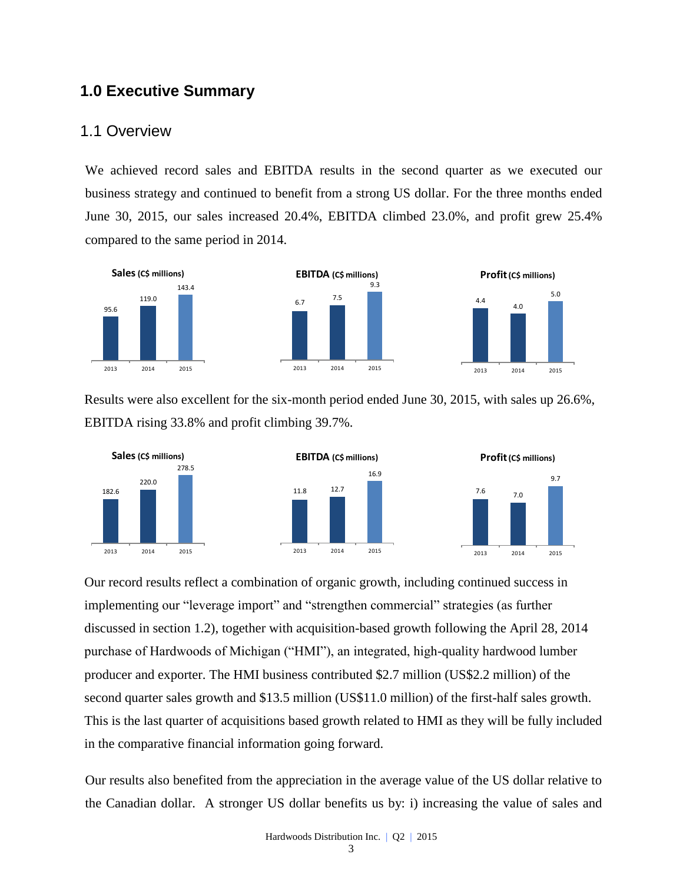# 1.0 Executive Summary

## 1.1 Overview

We achieved record sales and EBITDA results in the second quarter as we executed our business strategy and continued to benefit from a strong US dollar. For the three months ended June 30, 2015, our sales increased 20.4%, EBITDA climbed 23.0%, and profit grew 25.4% compared to the same period in 2014.

**Sales** (C$ millions)

| 2013 | 2014 | 2015 |
|---|---|---|
| 95.6 | 119.0 | 143.4 |

**EBITDA** (C$ millions)

| 2013 | 2014 | 2015 |
|---|---|---|
| 6.7 | 7.5 | 9.3 |

**Profit** (C$ millions)

| 2013 | 2014 | 2015 |
|---|---|---|
| 4.4 | 4.0 | 5.0 |

Results were also excellent for the six-month period ended June 30, 2015, with sales up 26.6%, EBITDA rising 33.8% and profit climbing 39.7%.

**Sales** (C$ millions)

| 2013 | 2014 | 2015 |
|---|---|---|
| 182.6 | 220.0 | 278.5 |

**EBITDA** (C$ millions)

| 2013 | 2014 | 2015 |
|---|---|---|
| 11.8 | 12.7 | 16.9 |

**Profit** (C$ millions)

| 2013 | 2014 | 2015 |
|---|---|---|
| 7.6 | 7.0 | 9.7 |

Our record results reflect a combination of organic growth, including continued success in implementing our "leverage import" and "strengthen commercial" strategies (as further discussed in section 1.2), together with acquisition-based growth following the April 28, 2014 purchase of Hardwoods of Michigan ("HMI"), an integrated, high-quality hardwood lumber producer and exporter. The HMI business contributed $2.7 million (US$2.2 million) of the second quarter sales growth and $13.5 million (US$11.0 million) of the first-half sales growth. This is the last quarter of acquisitions based growth related to HMI as they will be fully included in the comparative financial information going forward.

Our results also benefited from the appreciation in the average value of the US dollar relative to the Canadian dollar. A stronger US dollar benefits us by: i) increasing the value of sales and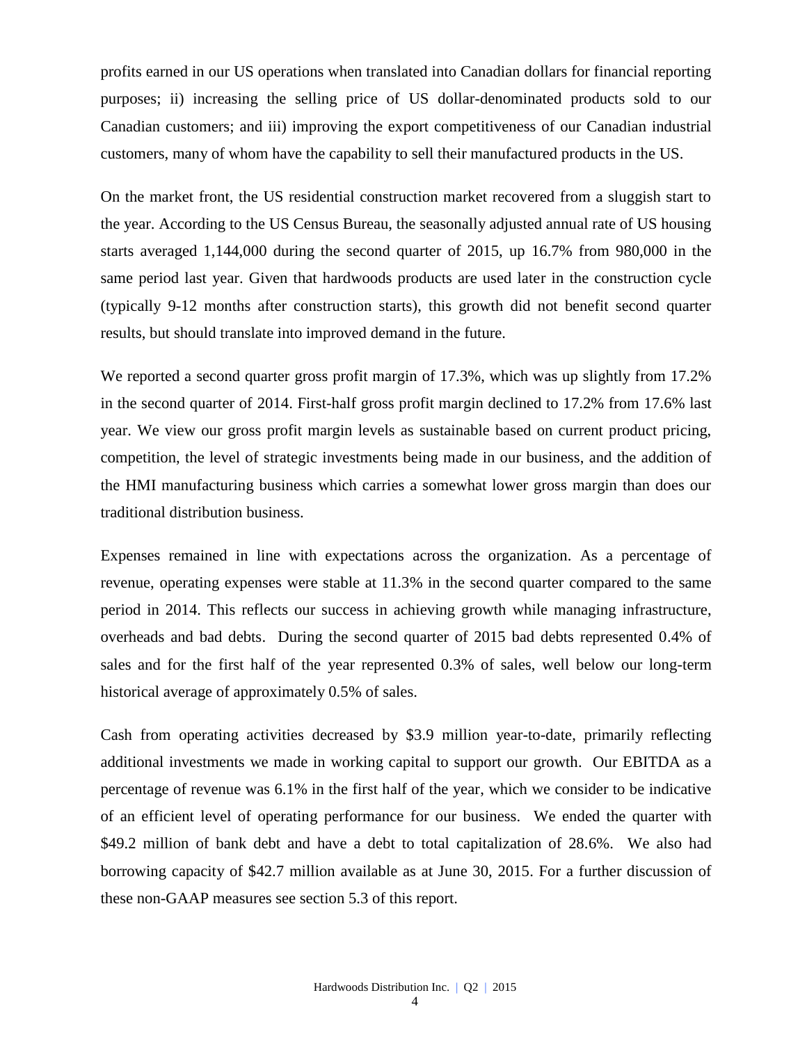profits earned in our US operations when translated into Canadian dollars for financial reporting purposes; ii) increasing the selling price of US dollar-denominated products sold to our Canadian customers; and iii) improving the export competitiveness of our Canadian industrial customers, many of whom have the capability to sell their manufactured products in the US.

On the market front, the US residential construction market recovered from a sluggish start to the year. According to the US Census Bureau, the seasonally adjusted annual rate of US housing starts averaged 1,144,000 during the second quarter of 2015, up 16.7% from 980,000 in the same period last year. Given that hardwoods products are used later in the construction cycle (typically 9-12 months after construction starts), this growth did not benefit second quarter results, but should translate into improved demand in the future.

We reported a second quarter gross profit margin of 17.3%, which was up slightly from 17.2% in the second quarter of 2014. First-half gross profit margin declined to 17.2% from 17.6% last year. We view our gross profit margin levels as sustainable based on current product pricing, competition, the level of strategic investments being made in our business, and the addition of the HMI manufacturing business which carries a somewhat lower gross margin than does our traditional distribution business.

Expenses remained in line with expectations across the organization. As a percentage of revenue, operating expenses were stable at 11.3% in the second quarter compared to the same period in 2014. This reflects our success in achieving growth while managing infrastructure, overheads and bad debts. During the second quarter of 2015 bad debts represented 0.4% of sales and for the first half of the year represented 0.3% of sales, well below our long-term historical average of approximately 0.5% of sales.

Cash from operating activities decreased by $3.9 million year-to-date, primarily reflecting additional investments we made in working capital to support our growth. Our EBITDA as a percentage of revenue was 6.1% in the first half of the year, which we consider to be indicative of an efficient level of operating performance for our business. We ended the quarter with $49.2 million of bank debt and have a debt to total capitalization of 28.6%. We also had borrowing capacity of $42.7 million available as at June 30, 2015. For a further discussion of these non-GAAP measures see section 5.3 of this report.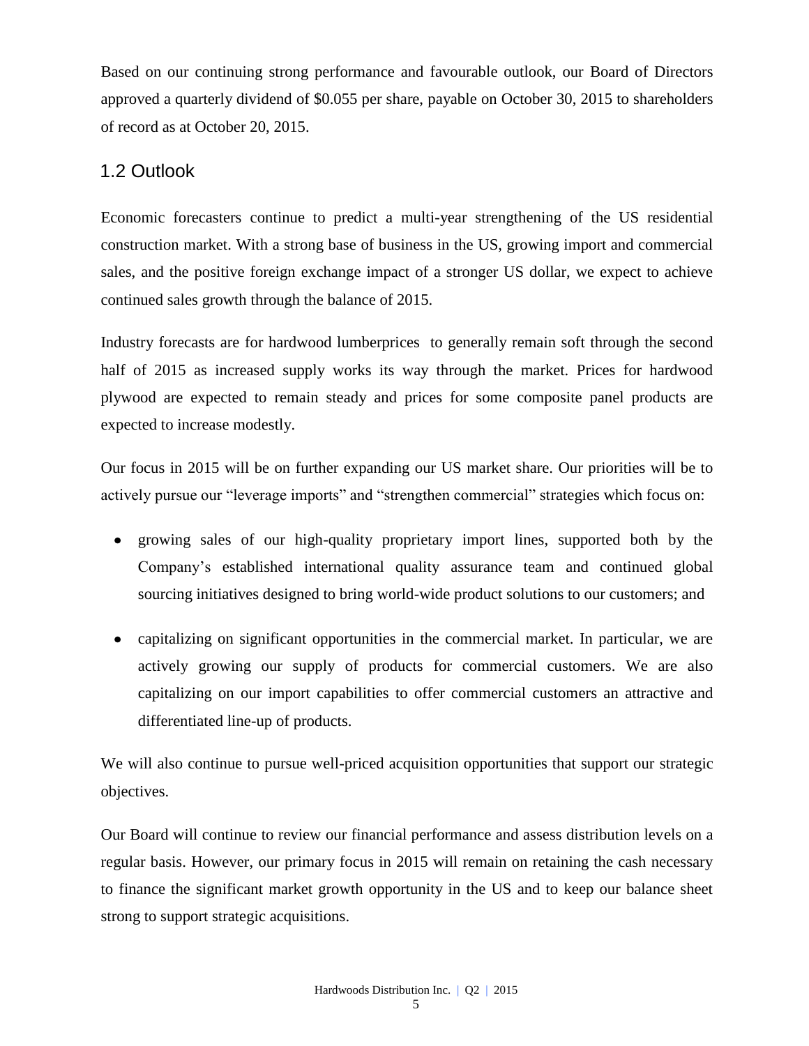Based on our continuing strong performance and favourable outlook, our Board of Directors approved a quarterly dividend of $0.055 per share, payable on October 30, 2015 to shareholders of record as at October 20, 2015.

## 1.2 Outlook

Economic forecasters continue to predict a multi-year strengthening of the US residential construction market. With a strong base of business in the US, growing import and commercial sales, and the positive foreign exchange impact of a stronger US dollar, we expect to achieve continued sales growth through the balance of 2015.

Industry forecasts are for hardwood lumberprices to generally remain soft through the second half of 2015 as increased supply works its way through the market. Prices for hardwood plywood are expected to remain steady and prices for some composite panel products are expected to increase modestly.

Our focus in 2015 will be on further expanding our US market share. Our priorities will be to actively pursue our "leverage imports" and "strengthen commercial" strategies which focus on:

- growing sales of our high-quality proprietary import lines, supported both by the Company's established international quality assurance team and continued global sourcing initiatives designed to bring world-wide product solutions to our customers; and
- capitalizing on significant opportunities in the commercial market. In particular, we are actively growing our supply of products for commercial customers. We are also capitalizing on our import capabilities to offer commercial customers an attractive and differentiated line-up of products.

We will also continue to pursue well-priced acquisition opportunities that support our strategic objectives.

Our Board will continue to review our financial performance and assess distribution levels on a regular basis. However, our primary focus in 2015 will remain on retaining the cash necessary to finance the significant market growth opportunity in the US and to keep our balance sheet strong to support strategic acquisitions.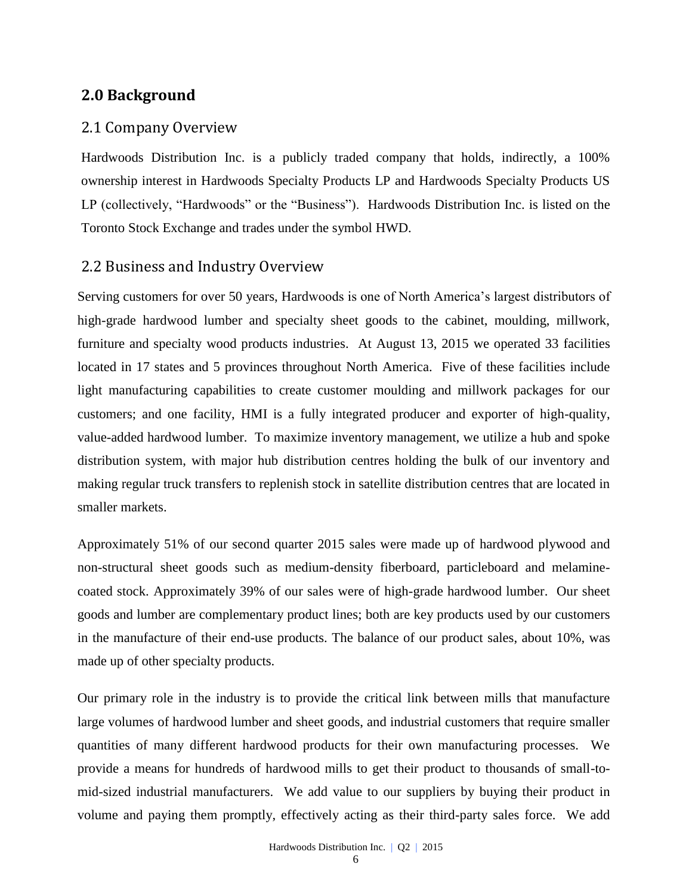# 2.0 Background

## 2.1 Company Overview

Hardwoods Distribution Inc. is a publicly traded company that holds, indirectly, a 100% ownership interest in Hardwoods Specialty Products LP and Hardwoods Specialty Products US LP (collectively, "Hardwoods" or the "Business"). Hardwoods Distribution Inc. is listed on the Toronto Stock Exchange and trades under the symbol HWD.

## 2.2 Business and Industry Overview

Serving customers for over 50 years, Hardwoods is one of North America's largest distributors of high-grade hardwood lumber and specialty sheet goods to the cabinet, moulding, millwork, furniture and specialty wood products industries. At August 13, 2015 we operated 33 facilities located in 17 states and 5 provinces throughout North America. Five of these facilities include light manufacturing capabilities to create customer moulding and millwork packages for our customers; and one facility, HMI is a fully integrated producer and exporter of high-quality, value-added hardwood lumber. To maximize inventory management, we utilize a hub and spoke distribution system, with major hub distribution centres holding the bulk of our inventory and making regular truck transfers to replenish stock in satellite distribution centres that are located in smaller markets.

Approximately 51% of our second quarter 2015 sales were made up of hardwood plywood and non-structural sheet goods such as medium-density fiberboard, particleboard and melamine-coated stock. Approximately 39% of our sales were of high-grade hardwood lumber. Our sheet goods and lumber are complementary product lines; both are key products used by our customers in the manufacture of their end-use products. The balance of our product sales, about 10%, was made up of other specialty products.

Our primary role in the industry is to provide the critical link between mills that manufacture large volumes of hardwood lumber and sheet goods, and industrial customers that require smaller quantities of many different hardwood products for their own manufacturing processes. We provide a means for hundreds of hardwood mills to get their product to thousands of small-to-mid-sized industrial manufacturers. We add value to our suppliers by buying their product in volume and paying them promptly, effectively acting as their third-party sales force. We add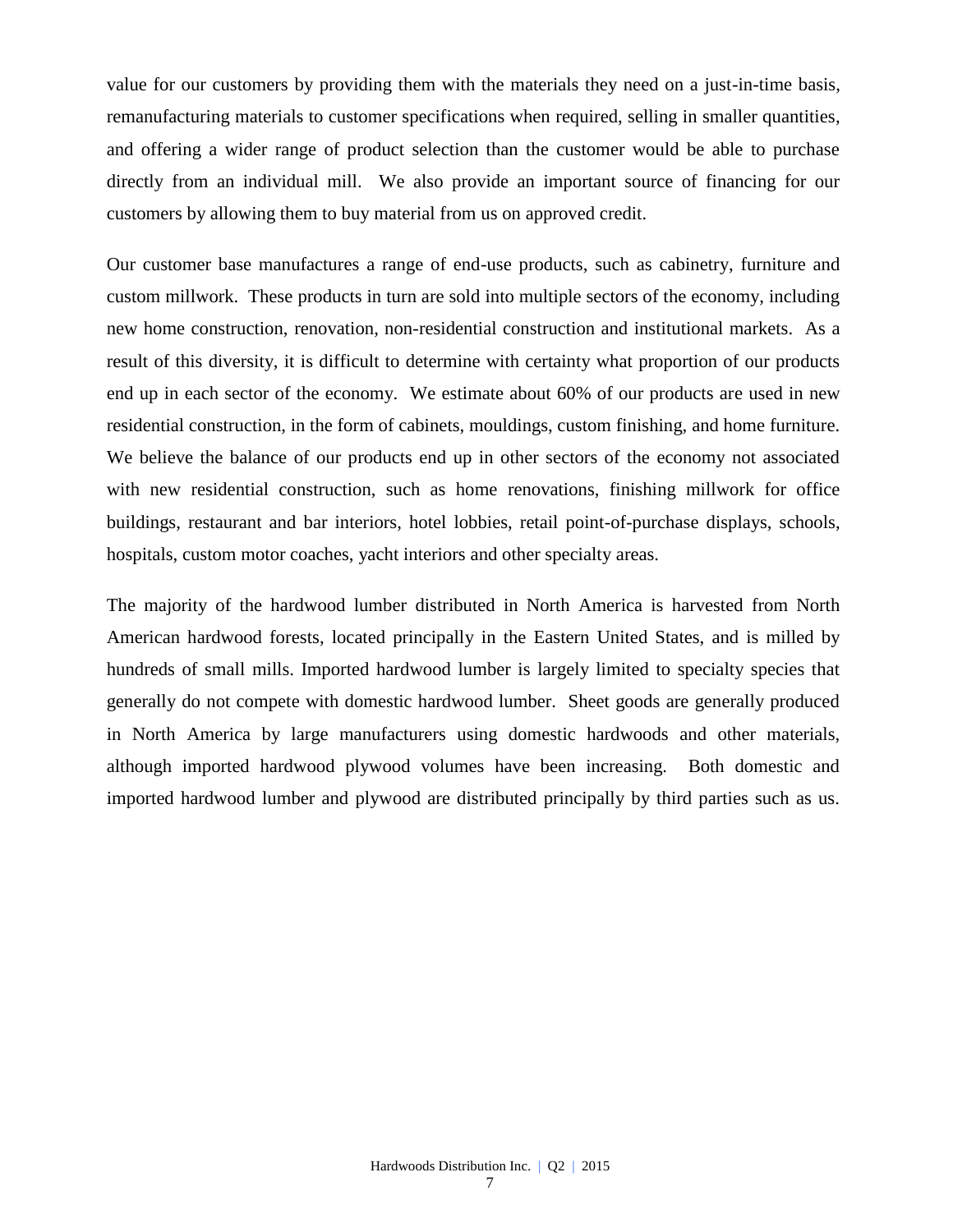value for our customers by providing them with the materials they need on a just-in-time basis, remanufacturing materials to customer specifications when required, selling in smaller quantities, and offering a wider range of product selection than the customer would be able to purchase directly from an individual mill. We also provide an important source of financing for our customers by allowing them to buy material from us on approved credit.

Our customer base manufactures a range of end-use products, such as cabinetry, furniture and custom millwork. These products in turn are sold into multiple sectors of the economy, including new home construction, renovation, non-residential construction and institutional markets. As a result of this diversity, it is difficult to determine with certainty what proportion of our products end up in each sector of the economy. We estimate about 60% of our products are used in new residential construction, in the form of cabinets, mouldings, custom finishing, and home furniture. We believe the balance of our products end up in other sectors of the economy not associated with new residential construction, such as home renovations, finishing millwork for office buildings, restaurant and bar interiors, hotel lobbies, retail point-of-purchase displays, schools, hospitals, custom motor coaches, yacht interiors and other specialty areas.

The majority of the hardwood lumber distributed in North America is harvested from North American hardwood forests, located principally in the Eastern United States, and is milled by hundreds of small mills. Imported hardwood lumber is largely limited to specialty species that generally do not compete with domestic hardwood lumber. Sheet goods are generally produced in North America by large manufacturers using domestic hardwoods and other materials, although imported hardwood plywood volumes have been increasing. Both domestic and imported hardwood lumber and plywood are distributed principally by third parties such as us.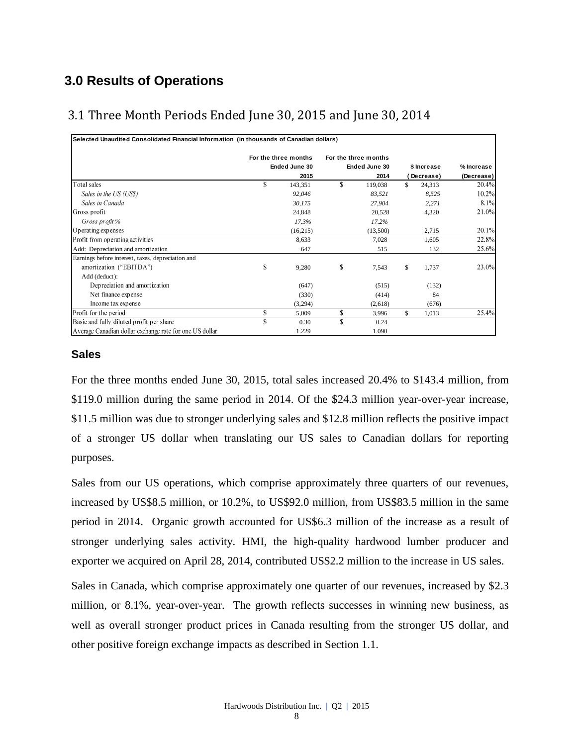## 3.0 Results of Operations

### 3.1 Three Month Periods Ended June 30, 2015 and June 30, 2014

| Selected Unaudited Consolidated Financial Information (in thousands of Canadian dollars) | For the three months Ended June 30 2015 | For the three months Ended June 30 2014 | $ Increase (Decrease) | % Increase (Decrease) |
|---|---|---|---|---|
| Total sales | $ 143,351 | $ 119,038 | $ 24,313 | 20.4% |
| *Sales in the US (US$)* | *92,046* | *83,521* | *8,525* | 10.2% |
| *Sales in Canada* | *30,175* | *27,904* | *2,271* | 8.1% |
| Gross profit | 24,848 | 20,528 | 4,320 | 21.0% |
| *Gross profit %* | *17.3%* | *17.2%* | | |
| Operating expenses | (16,215) | (13,500) | 2,715 | 20.1% |
| Profit from operating activities | 8,633 | 7,028 | 1,605 | 22.8% |
| Add: Depreciation and amortization | 647 | 515 | 132 | 25.6% |
| Earnings before interest, taxes, depreciation and amortization ("EBITDA") | $ 9,280 | $ 7,543 | $ 1,737 | 23.0% |
| Add (deduct): | | | | |
| Depreciation and amortization | (647) | (515) | (132) | |
| Net finance expense | (330) | (414) | 84 | |
| Income tax expense | (3,294) | (2,618) | (676) | |
| Profit for the period | $ 5,009 | $ 3,996 | $ 1,013 | 25.4% |
| Basic and fully diluted profit per share | $ 0.30 | $ 0.24 | | |
| Average Canadian dollar exchange rate for one US dollar | 1.229 | 1.090 | | |

### Sales

For the three months ended June 30, 2015, total sales increased 20.4% to $143.4 million, from $119.0 million during the same period in 2014. Of the $24.3 million year-over-year increase, $11.5 million was due to stronger underlying sales and $12.8 million reflects the positive impact of a stronger US dollar when translating our US sales to Canadian dollars for reporting purposes.

Sales from our US operations, which comprise approximately three quarters of our revenues, increased by US$8.5 million, or 10.2%, to US$92.0 million, from US$83.5 million in the same period in 2014. Organic growth accounted for US$6.3 million of the increase as a result of stronger underlying sales activity. HMI, the high-quality hardwood lumber producer and exporter we acquired on April 28, 2014, contributed US$2.2 million to the increase in US sales.

Sales in Canada, which comprise approximately one quarter of our revenues, increased by $2.3 million, or 8.1%, year-over-year. The growth reflects successes in winning new business, as well as overall stronger product prices in Canada resulting from the stronger US dollar, and other positive foreign exchange impacts as described in Section 1.1.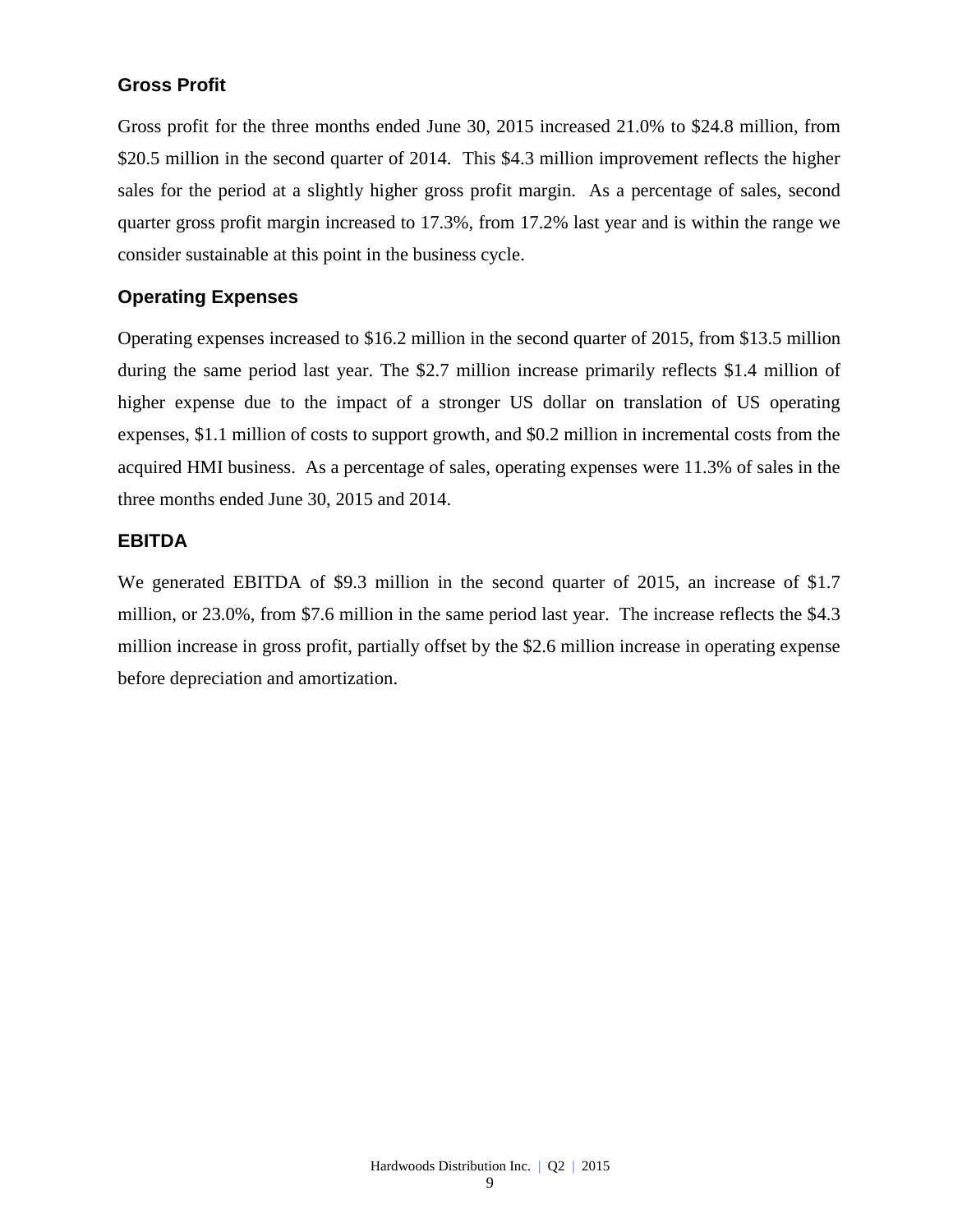### Gross Profit

Gross profit for the three months ended June 30, 2015 increased 21.0% to $24.8 million, from $20.5 million in the second quarter of 2014. This $4.3 million improvement reflects the higher sales for the period at a slightly higher gross profit margin. As a percentage of sales, second quarter gross profit margin increased to 17.3%, from 17.2% last year and is within the range we consider sustainable at this point in the business cycle.

### Operating Expenses

Operating expenses increased to $16.2 million in the second quarter of 2015, from $13.5 million during the same period last year. The $2.7 million increase primarily reflects $1.4 million of higher expense due to the impact of a stronger US dollar on translation of US operating expenses, $1.1 million of costs to support growth, and $0.2 million in incremental costs from the acquired HMI business. As a percentage of sales, operating expenses were 11.3% of sales in the three months ended June 30, 2015 and 2014.

### EBITDA

We generated EBITDA of $9.3 million in the second quarter of 2015, an increase of $1.7 million, or 23.0%, from $7.6 million in the same period last year. The increase reflects the $4.3 million increase in gross profit, partially offset by the $2.6 million increase in operating expense before depreciation and amortization.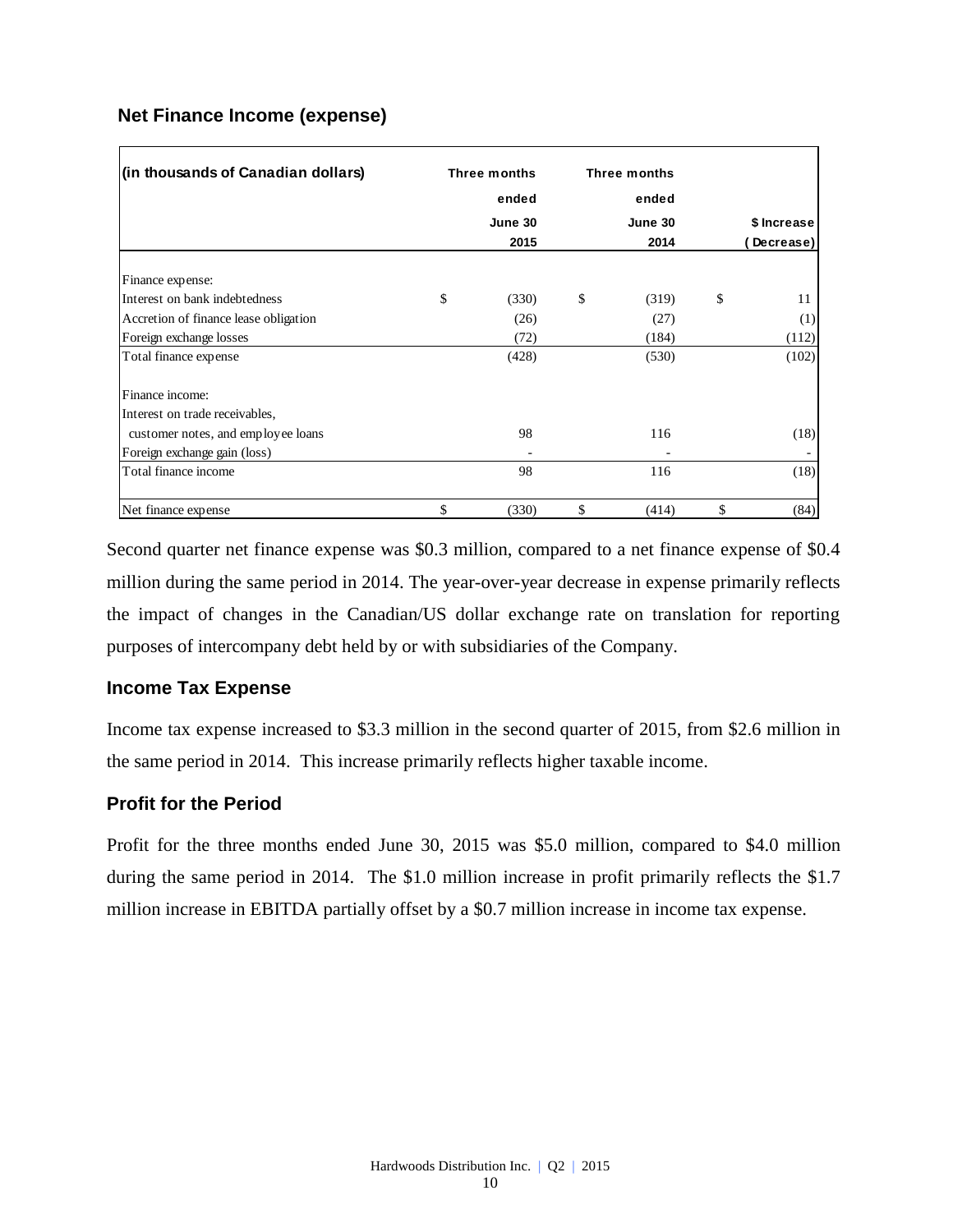## Net Finance Income (expense)

| (in thousands of Canadian dollars) | Three months ended June 30 2015 | Three months ended June 30 2014 | $ Increase (Decrease) |
|---|---|---|---|
| Finance expense: | | | |
| Interest on bank indebtedness | $ (330) | $ (319) | $ 11 |
| Accretion of finance lease obligation | (26) | (27) | (1) |
| Foreign exchange losses | (72) | (184) | (112) |
| Total finance expense | (428) | (530) | (102) |
| Finance income: | | | |
| Interest on trade receivables, customer notes, and employee loans | 98 | 116 | (18) |
| Foreign exchange gain (loss) | - | - | - |
| Total finance income | 98 | 116 | (18) |
| Net finance expense | $ (330) | $ (414) | $ (84) |

Second quarter net finance expense was $0.3 million, compared to a net finance expense of $0.4 million during the same period in 2014. The year-over-year decrease in expense primarily reflects the impact of changes in the Canadian/US dollar exchange rate on translation for reporting purposes of intercompany debt held by or with subsidiaries of the Company.

## Income Tax Expense

Income tax expense increased to $3.3 million in the second quarter of 2015, from $2.6 million in the same period in 2014. This increase primarily reflects higher taxable income.

## Profit for the Period

Profit for the three months ended June 30, 2015 was $5.0 million, compared to $4.0 million during the same period in 2014. The $1.0 million increase in profit primarily reflects the $1.7 million increase in EBITDA partially offset by a $0.7 million increase in income tax expense.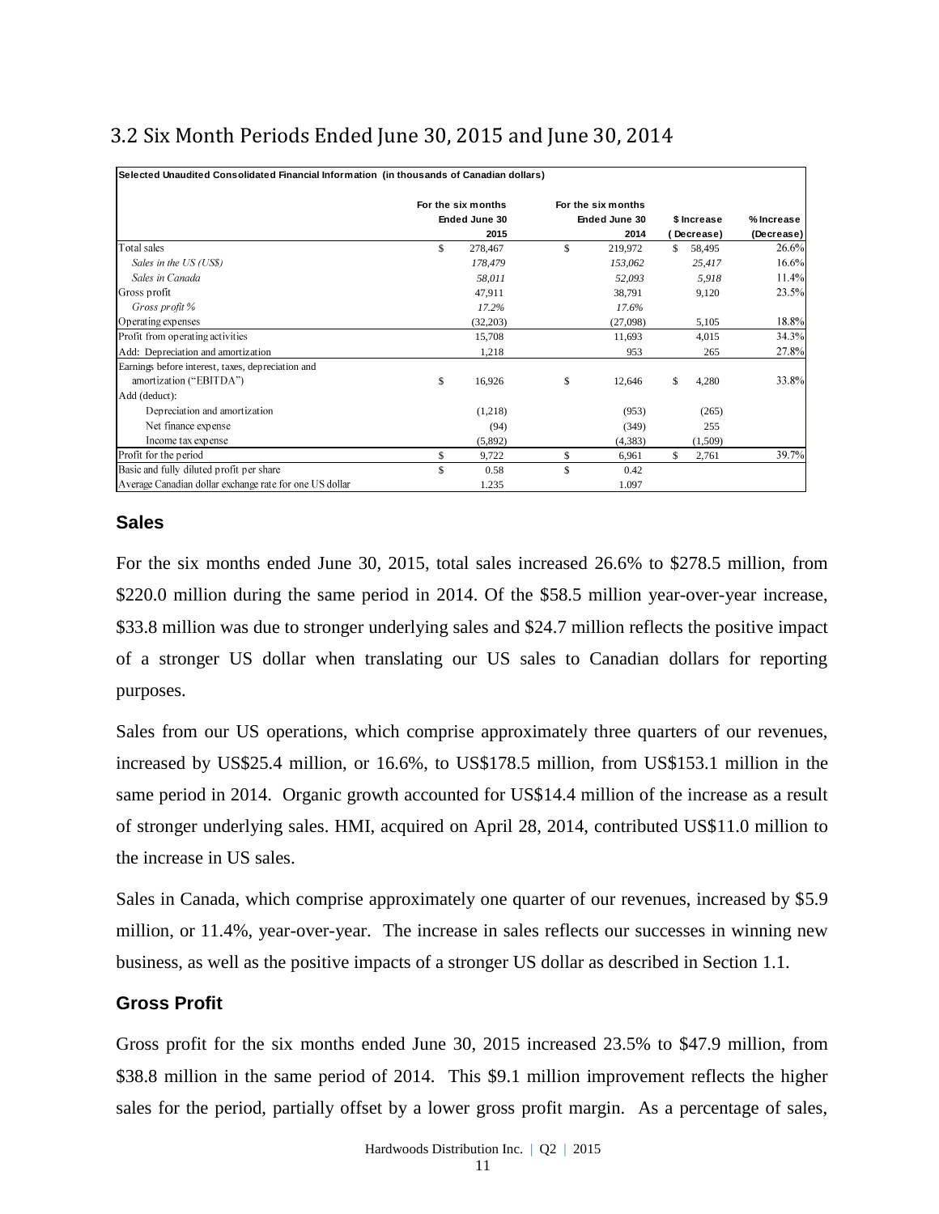## 3.2 Six Month Periods Ended June 30, 2015 and June 30, 2014

| Selected Unaudited Consolidated Financial Information (in thousands of Canadian dollars) | For the six months Ended June 30 2015 | For the six months Ended June 30 2014 | $ Increase (Decrease) | % Increase (Decrease) |
|---|---|---|---|---|
| Total sales | $ 278,467 | $ 219,972 | $ 58,495 | 26.6% |
| *Sales in the US (US$)* | *178,479* | *153,062* | *25,417* | 16.6% |
| *Sales in Canada* | *58,011* | *52,093* | *5,918* | 11.4% |
| Gross profit | 47,911 | 38,791 | 9,120 | 23.5% |
| *Gross profit %* | *17.2%* | *17.6%* | | |
| Operating expenses | (32,203) | (27,098) | 5,105 | 18.8% |
| Profit from operating activities | 15,708 | 11,693 | 4,015 | 34.3% |
| Add: Depreciation and amortization | 1,218 | 953 | 265 | 27.8% |
| Earnings before interest, taxes, depreciation and amortization ("EBITDA") | $ 16,926 | $ 12,646 | $ 4,280 | 33.8% |
| Add (deduct): | | | | |
| Depreciation and amortization | (1,218) | (953) | (265) | |
| Net finance expense | (94) | (349) | 255 | |
| Income tax expense | (5,892) | (4,383) | (1,509) | |
| Profit for the period | $ 9,722 | $ 6,961 | $ 2,761 | 39.7% |
| Basic and fully diluted profit per share | $ 0.58 | $ 0.42 | | |
| Average Canadian dollar exchange rate for one US dollar | 1.235 | 1.097 | | |

### Sales

For the six months ended June 30, 2015, total sales increased 26.6% to $278.5 million, from $220.0 million during the same period in 2014. Of the $58.5 million year-over-year increase, $33.8 million was due to stronger underlying sales and $24.7 million reflects the positive impact of a stronger US dollar when translating our US sales to Canadian dollars for reporting purposes.

Sales from our US operations, which comprise approximately three quarters of our revenues, increased by US$25.4 million, or 16.6%, to US$178.5 million, from US$153.1 million in the same period in 2014. Organic growth accounted for US$14.4 million of the increase as a result of stronger underlying sales. HMI, acquired on April 28, 2014, contributed US$11.0 million to the increase in US sales.

Sales in Canada, which comprise approximately one quarter of our revenues, increased by $5.9 million, or 11.4%, year-over-year. The increase in sales reflects our successes in winning new business, as well as the positive impacts of a stronger US dollar as described in Section 1.1.

### Gross Profit

Gross profit for the six months ended June 30, 2015 increased 23.5% to $47.9 million, from $38.8 million in the same period of 2014. This $9.1 million improvement reflects the higher sales for the period, partially offset by a lower gross profit margin. As a percentage of sales,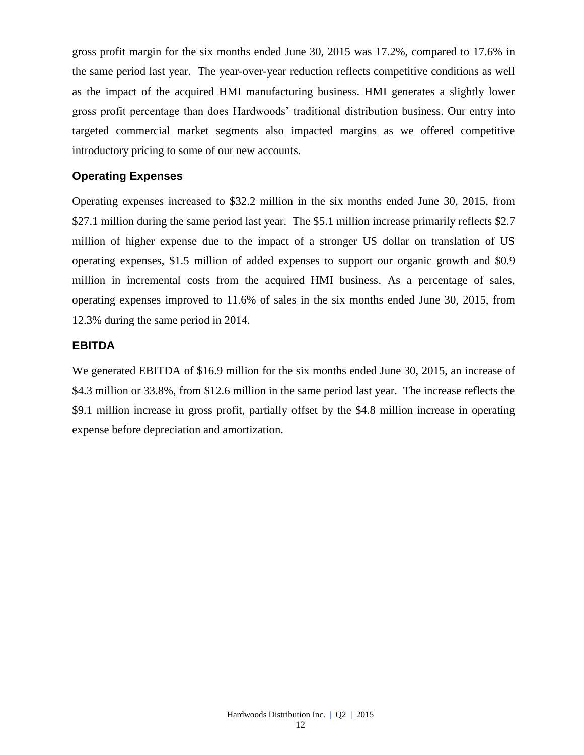gross profit margin for the six months ended June 30, 2015 was 17.2%, compared to 17.6% in the same period last year. The year-over-year reduction reflects competitive conditions as well as the impact of the acquired HMI manufacturing business. HMI generates a slightly lower gross profit percentage than does Hardwoods' traditional distribution business. Our entry into targeted commercial market segments also impacted margins as we offered competitive introductory pricing to some of our new accounts.

### Operating Expenses

Operating expenses increased to $32.2 million in the six months ended June 30, 2015, from $27.1 million during the same period last year. The $5.1 million increase primarily reflects $2.7 million of higher expense due to the impact of a stronger US dollar on translation of US operating expenses, $1.5 million of added expenses to support our organic growth and $0.9 million in incremental costs from the acquired HMI business. As a percentage of sales, operating expenses improved to 11.6% of sales in the six months ended June 30, 2015, from 12.3% during the same period in 2014.

### EBITDA

We generated EBITDA of $16.9 million for the six months ended June 30, 2015, an increase of $4.3 million or 33.8%, from $12.6 million in the same period last year. The increase reflects the $9.1 million increase in gross profit, partially offset by the $4.8 million increase in operating expense before depreciation and amortization.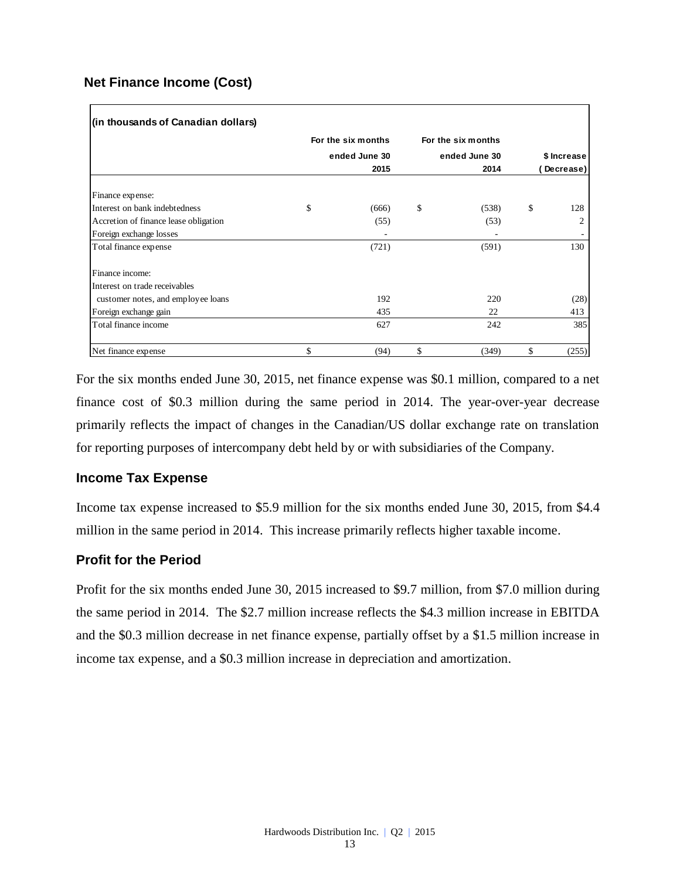## Net Finance Income (Cost)

| (in thousands of Canadian dollars) | For the six months ended June 30 2015 | For the six months ended June 30 2014 | $ Increase (Decrease) |
|---|---|---|---|
| Finance expense: | | | |
| Interest on bank indebtedness | $ (666) | $ (538) | $ 128 |
| Accretion of finance lease obligation | (55) | (53) | 2 |
| Foreign exchange losses | - | - | - |
| Total finance expense | (721) | (591) | 130 |
| Finance income: | | | |
| Interest on trade receivables customer notes, and employee loans | 192 | 220 | (28) |
| Foreign exchange gain | 435 | 22 | 413 |
| Total finance income | 627 | 242 | 385 |
| Net finance expense | $ (94) | $ (349) | $ (255) |

For the six months ended June 30, 2015, net finance expense was $0.1 million, compared to a net finance cost of $0.3 million during the same period in 2014. The year-over-year decrease primarily reflects the impact of changes in the Canadian/US dollar exchange rate on translation for reporting purposes of intercompany debt held by or with subsidiaries of the Company.

### Income Tax Expense

Income tax expense increased to $5.9 million for the six months ended June 30, 2015, from $4.4 million in the same period in 2014. This increase primarily reflects higher taxable income.

### Profit for the Period

Profit for the six months ended June 30, 2015 increased to $9.7 million, from $7.0 million during the same period in 2014. The $2.7 million increase reflects the $4.3 million increase in EBITDA and the $0.3 million decrease in net finance expense, partially offset by a $1.5 million increase in income tax expense, and a $0.3 million increase in depreciation and amortization.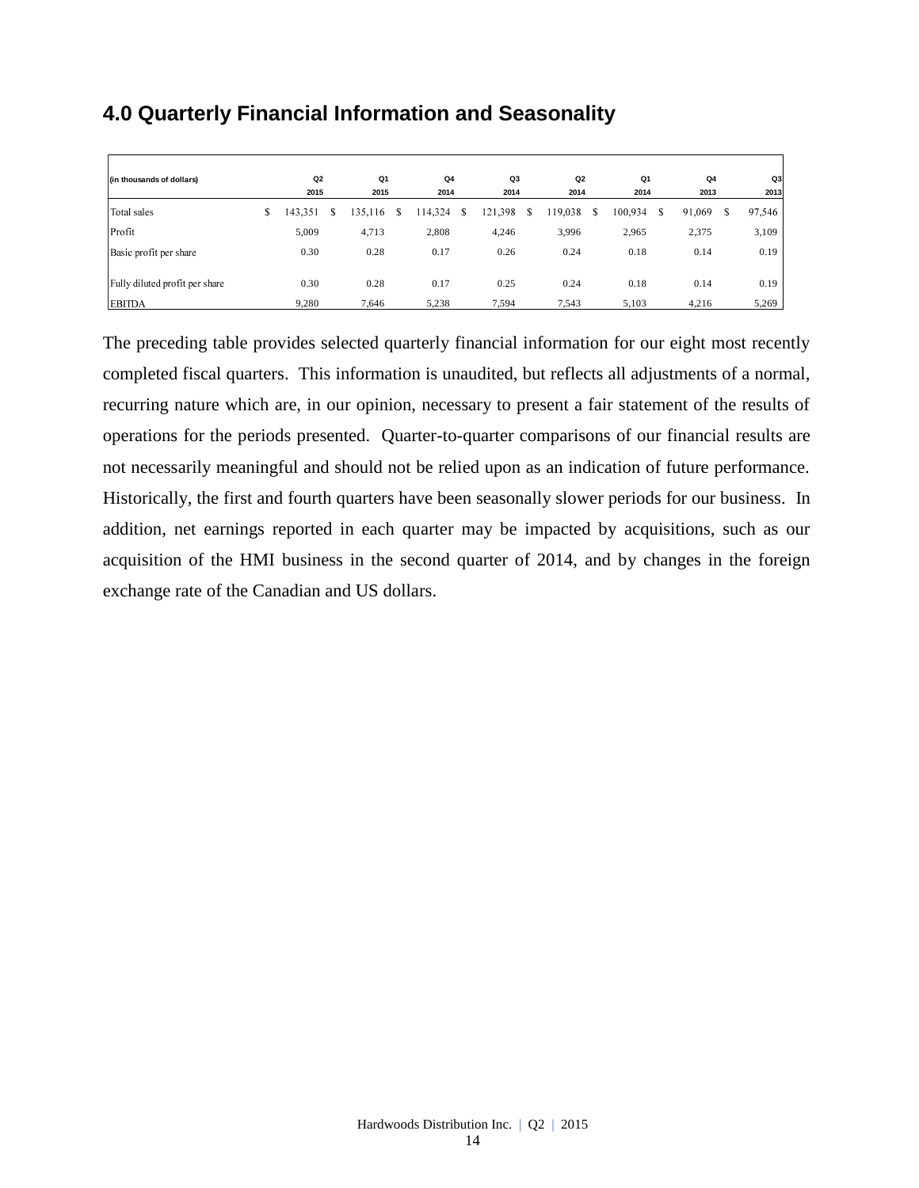## 4.0 Quarterly Financial Information and Seasonality

| (in thousands of dollars) | Q2 2015 | Q1 2015 | Q4 2014 | Q3 2014 | Q2 2014 | Q1 2014 | Q4 2013 | Q3 2013 |
|---|---|---|---|---|---|---|---|---|
| Total sales | $ 143,351 | $ 135,116 | $ 114,324 | $ 121,398 | $ 119,038 | $ 100,934 | $ 91,069 | $ 97,546 |
| Profit | 5,009 | 4,713 | 2,808 | 4,246 | 3,996 | 2,965 | 2,375 | 3,109 |
| Basic profit per share | 0.30 | 0.28 | 0.17 | 0.26 | 0.24 | 0.18 | 0.14 | 0.19 |
| Fully diluted profit per share | 0.30 | 0.28 | 0.17 | 0.25 | 0.24 | 0.18 | 0.14 | 0.19 |
| EBITDA | 9,280 | 7,646 | 5,238 | 7,594 | 7,543 | 5,103 | 4,216 | 5,269 |

The preceding table provides selected quarterly financial information for our eight most recently completed fiscal quarters. This information is unaudited, but reflects all adjustments of a normal, recurring nature which are, in our opinion, necessary to present a fair statement of the results of operations for the periods presented. Quarter-to-quarter comparisons of our financial results are not necessarily meaningful and should not be relied upon as an indication of future performance. Historically, the first and fourth quarters have been seasonally slower periods for our business. In addition, net earnings reported in each quarter may be impacted by acquisitions, such as our acquisition of the HMI business in the second quarter of 2014, and by changes in the foreign exchange rate of the Canadian and US dollars.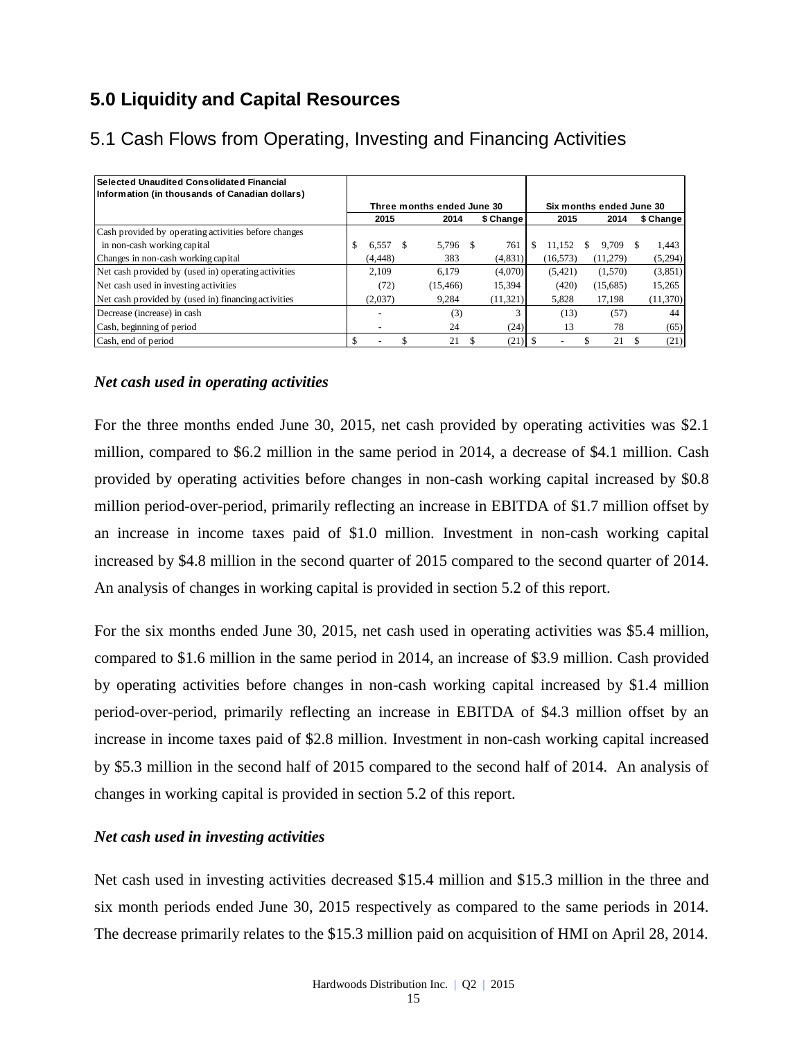# 5.0 Liquidity and Capital Resources

## 5.1 Cash Flows from Operating, Investing and Financing Activities

| Selected Unaudited Consolidated Financial Information (in thousands of Canadian dollars) | Three months ended June 30 | | | Six months ended June 30 | | |
|---|---|---|---|---|---|---|
| | 2015 | 2014 | $ Change | 2015 | 2014 | $ Change |
| Cash provided by operating activities before changes in non-cash working capital | $ 6,557 | $ 5,796 | $ 761 | $ 11,152 | $ 9,709 | $ 1,443 |
| Changes in non-cash working capital | (4,448) | 383 | (4,831) | (16,573) | (11,279) | (5,294) |
| Net cash provided by (used in) operating activities | 2,109 | 6,179 | (4,070) | (5,421) | (1,570) | (3,851) |
| Net cash used in investing activities | (72) | (15,466) | 15,394 | (420) | (15,685) | 15,265 |
| Net cash provided by (used in) financing activities | (2,037) | 9,284 | (11,321) | 5,828 | 17,198 | (11,370) |
| Decrease (increase) in cash | - | (3) | 3 | (13) | (57) | 44 |
| Cash, beginning of period | - | 24 | (24) | 13 | 78 | (65) |
| Cash, end of period | $ - | $ 21 | $ (21) | $ - | $ 21 | $ (21) |

### *Net cash used in operating activities*

For the three months ended June 30, 2015, net cash provided by operating activities was $2.1 million, compared to $6.2 million in the same period in 2014, a decrease of $4.1 million. Cash provided by operating activities before changes in non-cash working capital increased by $0.8 million period-over-period, primarily reflecting an increase in EBITDA of $1.7 million offset by an increase in income taxes paid of $1.0 million. Investment in non-cash working capital increased by $4.8 million in the second quarter of 2015 compared to the second quarter of 2014. An analysis of changes in working capital is provided in section 5.2 of this report.

For the six months ended June 30, 2015, net cash used in operating activities was $5.4 million, compared to $1.6 million in the same period in 2014, an increase of $3.9 million. Cash provided by operating activities before changes in non-cash working capital increased by $1.4 million period-over-period, primarily reflecting an increase in EBITDA of $4.3 million offset by an increase in income taxes paid of $2.8 million. Investment in non-cash working capital increased by $5.3 million in the second half of 2015 compared to the second half of 2014. An analysis of changes in working capital is provided in section 5.2 of this report.

### *Net cash used in investing activities*

Net cash used in investing activities decreased $15.4 million and $15.3 million in the three and six month periods ended June 30, 2015 respectively as compared to the same periods in 2014. The decrease primarily relates to the $15.3 million paid on acquisition of HMI on April 28, 2014.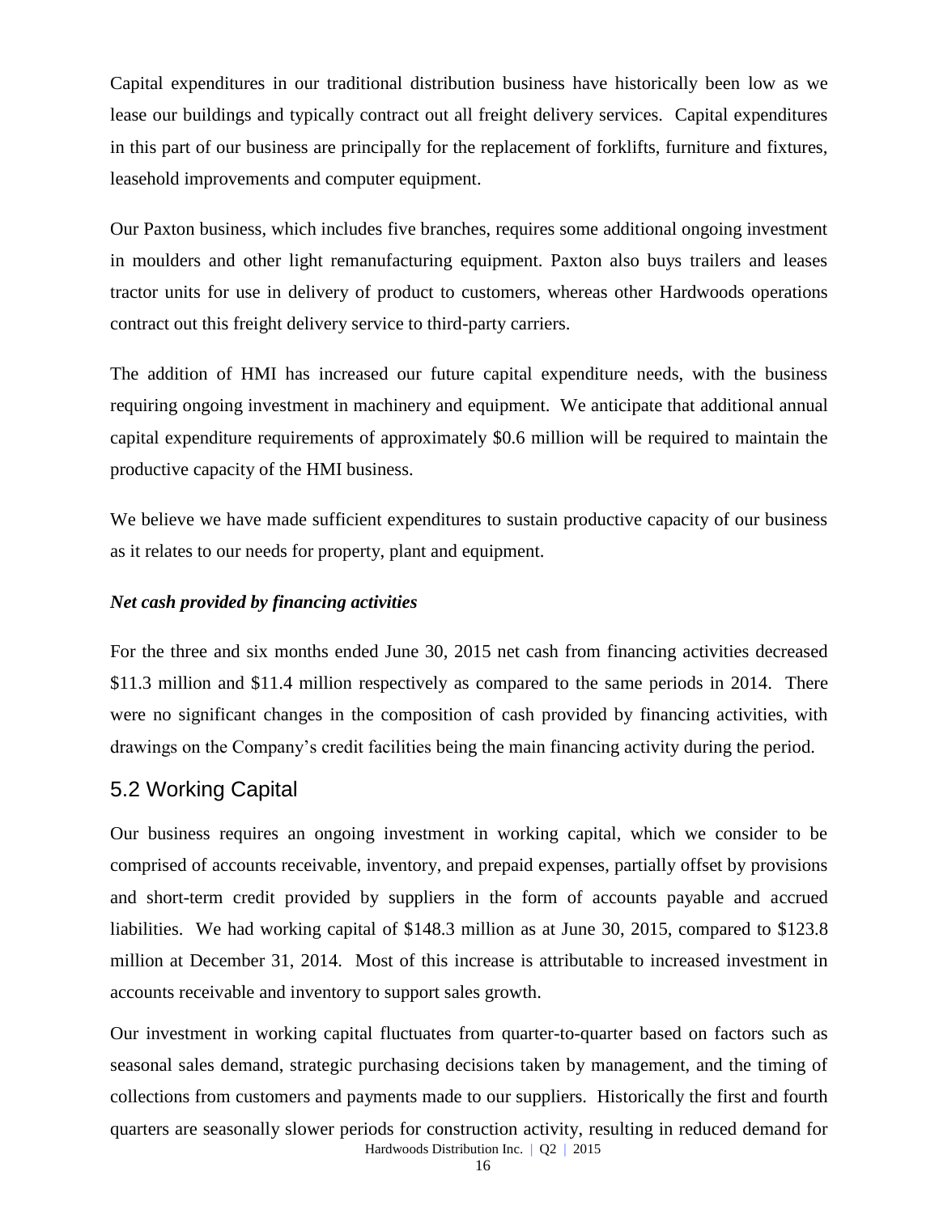Capital expenditures in our traditional distribution business have historically been low as we lease our buildings and typically contract out all freight delivery services. Capital expenditures in this part of our business are principally for the replacement of forklifts, furniture and fixtures, leasehold improvements and computer equipment.

Our Paxton business, which includes five branches, requires some additional ongoing investment in moulders and other light remanufacturing equipment. Paxton also buys trailers and leases tractor units for use in delivery of product to customers, whereas other Hardwoods operations contract out this freight delivery service to third-party carriers.

The addition of HMI has increased our future capital expenditure needs, with the business requiring ongoing investment in machinery and equipment. We anticipate that additional annual capital expenditure requirements of approximately $0.6 million will be required to maintain the productive capacity of the HMI business.

We believe we have made sufficient expenditures to sustain productive capacity of our business as it relates to our needs for property, plant and equipment.

***Net cash provided by financing activities***

For the three and six months ended June 30, 2015 net cash from financing activities decreased $11.3 million and $11.4 million respectively as compared to the same periods in 2014. There were no significant changes in the composition of cash provided by financing activities, with drawings on the Company's credit facilities being the main financing activity during the period.

## 5.2 Working Capital

Our business requires an ongoing investment in working capital, which we consider to be comprised of accounts receivable, inventory, and prepaid expenses, partially offset by provisions and short-term credit provided by suppliers in the form of accounts payable and accrued liabilities. We had working capital of $148.3 million as at June 30, 2015, compared to $123.8 million at December 31, 2014. Most of this increase is attributable to increased investment in accounts receivable and inventory to support sales growth.

Our investment in working capital fluctuates from quarter-to-quarter based on factors such as seasonal sales demand, strategic purchasing decisions taken by management, and the timing of collections from customers and payments made to our suppliers. Historically the first and fourth quarters are seasonally slower periods for construction activity, resulting in reduced demand for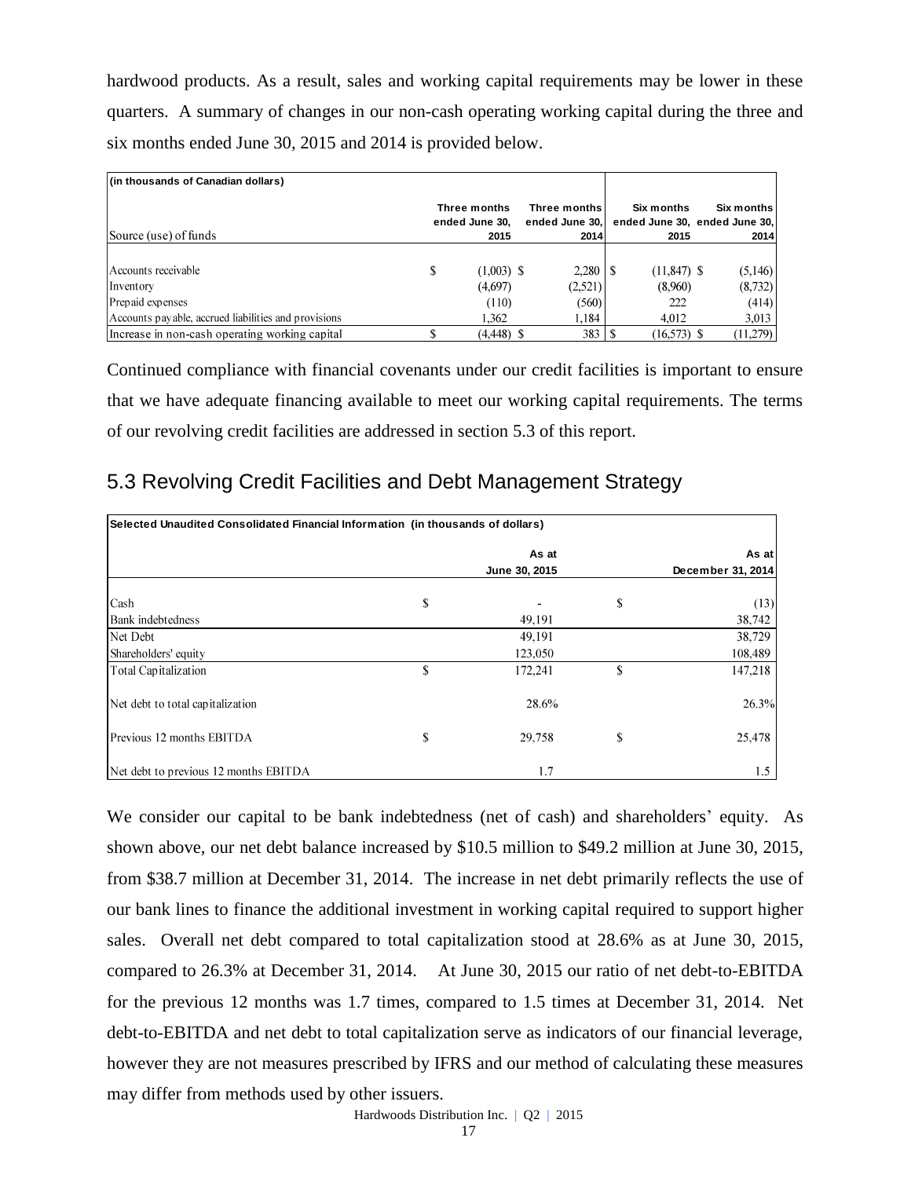hardwood products. As a result, sales and working capital requirements may be lower in these quarters. A summary of changes in our non-cash operating working capital during the three and six months ended June 30, 2015 and 2014 is provided below.

| (in thousands of Canadian dollars) | | | | |
|---|---|---|---|---|
| Source (use) of funds | Three months ended June 30, 2015 | Three months ended June 30, 2014 | Six months ended June 30, 2015 | Six months ended June 30, 2014 |
| Accounts receivable | $ (1,003) | $ 2,280 | $ (11,847) | $ (5,146) |
| Inventory | (4,697) | (2,521) | (8,960) | (8,732) |
| Prepaid expenses | (110) | (560) | 222 | (414) |
| Accounts payable, accrued liabilities and provisions | 1,362 | 1,184 | 4,012 | 3,013 |
| Increase in non-cash operating working capital | $ (4,448) | $ 383 | $ (16,573) | $ (11,279) |

Continued compliance with financial covenants under our credit facilities is important to ensure that we have adequate financing available to meet our working capital requirements. The terms of our revolving credit facilities are addressed in section 5.3 of this report.

## 5.3 Revolving Credit Facilities and Debt Management Strategy

| Selected Unaudited Consolidated Financial Information (in thousands of dollars) | As at June 30, 2015 | As at December 31, 2014 |
|---|---|---|
| Cash | $ - | $ (13) |
| Bank indebtedness | 49,191 | 38,742 |
| Net Debt | 49,191 | 38,729 |
| Shareholders' equity | 123,050 | 108,489 |
| Total Capitalization | $ 172,241 | $ 147,218 |
| Net debt to total capitalization | 28.6% | 26.3% |
| Previous 12 months EBITDA | $ 29,758 | $ 25,478 |
| Net debt to previous 12 months EBITDA | 1.7 | 1.5 |

We consider our capital to be bank indebtedness (net of cash) and shareholders' equity. As shown above, our net debt balance increased by $10.5 million to $49.2 million at June 30, 2015, from $38.7 million at December 31, 2014. The increase in net debt primarily reflects the use of our bank lines to finance the additional investment in working capital required to support higher sales. Overall net debt compared to total capitalization stood at 28.6% as at June 30, 2015, compared to 26.3% at December 31, 2014. At June 30, 2015 our ratio of net debt-to-EBITDA for the previous 12 months was 1.7 times, compared to 1.5 times at December 31, 2014. Net debt-to-EBITDA and net debt to total capitalization serve as indicators of our financial leverage, however they are not measures prescribed by IFRS and our method of calculating these measures may differ from methods used by other issuers.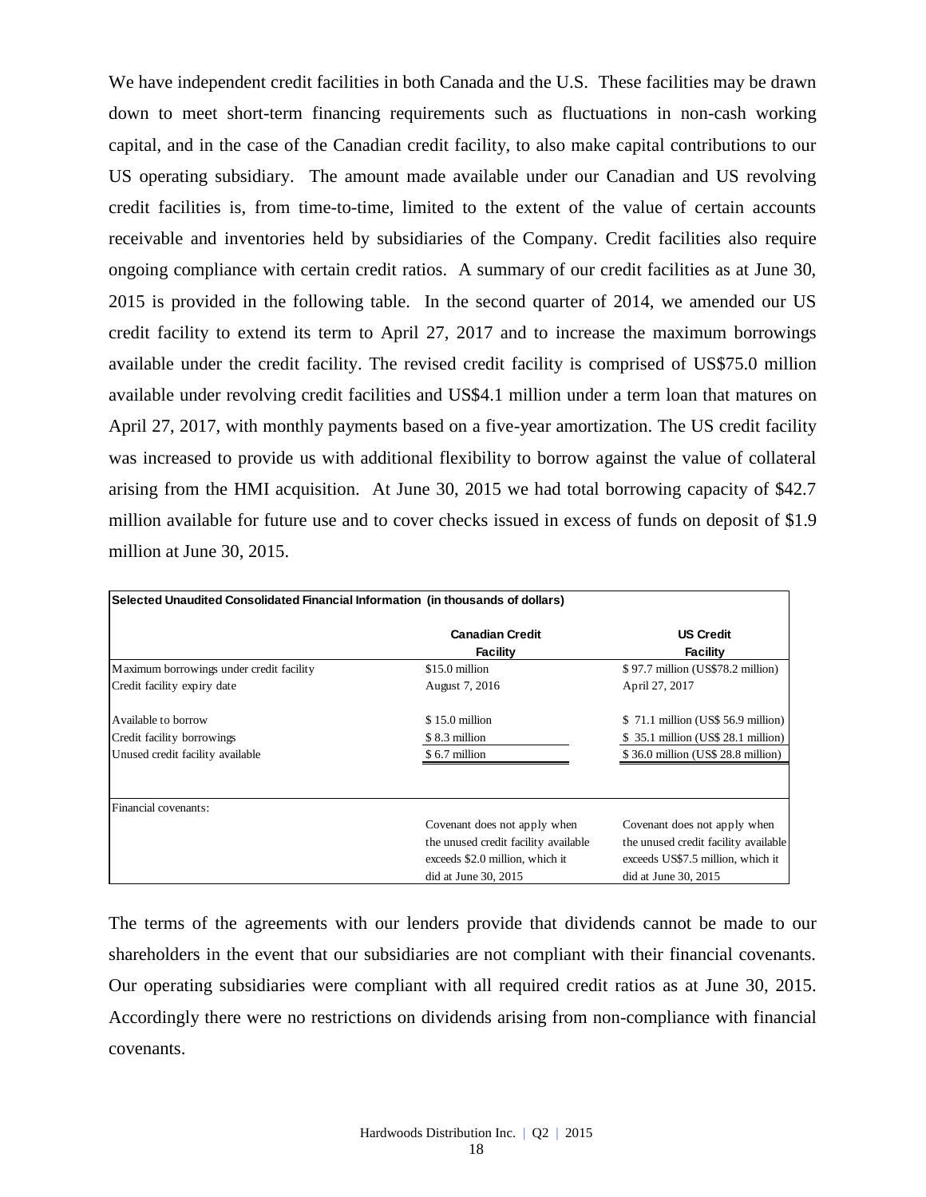We have independent credit facilities in both Canada and the U.S. These facilities may be drawn down to meet short-term financing requirements such as fluctuations in non-cash working capital, and in the case of the Canadian credit facility, to also make capital contributions to our US operating subsidiary. The amount made available under our Canadian and US revolving credit facilities is, from time-to-time, limited to the extent of the value of certain accounts receivable and inventories held by subsidiaries of the Company. Credit facilities also require ongoing compliance with certain credit ratios. A summary of our credit facilities as at June 30, 2015 is provided in the following table. In the second quarter of 2014, we amended our US credit facility to extend its term to April 27, 2017 and to increase the maximum borrowings available under the credit facility. The revised credit facility is comprised of US$75.0 million available under revolving credit facilities and US$4.1 million under a term loan that matures on April 27, 2017, with monthly payments based on a five-year amortization. The US credit facility was increased to provide us with additional flexibility to borrow against the value of collateral arising from the HMI acquisition. At June 30, 2015 we had total borrowing capacity of $42.7 million available for future use and to cover checks issued in excess of funds on deposit of $1.9 million at June 30, 2015.

**Selected Unaudited Consolidated Financial Information (in thousands of dollars)**

| | Canadian Credit Facility | US Credit Facility |
|---|---|---|
| Maximum borrowings under credit facility | $15.0 million | $ 97.7 million (US$78.2 million) |
| Credit facility expiry date | August 7, 2016 | April 27, 2017 |
| Available to borrow | $ 15.0 million | $ 71.1 million (US$ 56.9 million) |
| Credit facility borrowings | $ 8.3 million | $ 35.1 million (US$ 28.1 million) |
| Unused credit facility available | $ 6.7 million | $ 36.0 million (US$ 28.8 million) |
| Financial covenants: | Covenant does not apply when the unused credit facility available exceeds $2.0 million, which it did at June 30, 2015 | Covenant does not apply when the unused credit facility available exceeds US$7.5 million, which it did at June 30, 2015 |

The terms of the agreements with our lenders provide that dividends cannot be made to our shareholders in the event that our subsidiaries are not compliant with their financial covenants. Our operating subsidiaries were compliant with all required credit ratios as at June 30, 2015. Accordingly there were no restrictions on dividends arising from non-compliance with financial covenants.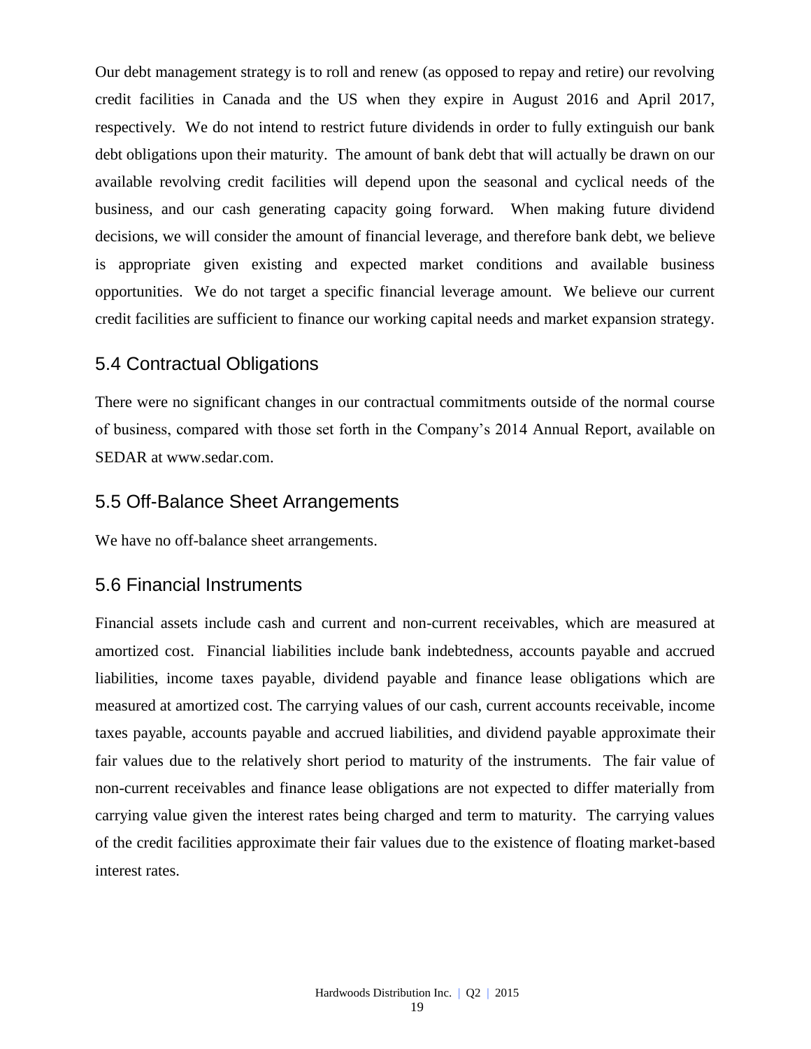Our debt management strategy is to roll and renew (as opposed to repay and retire) our revolving credit facilities in Canada and the US when they expire in August 2016 and April 2017, respectively. We do not intend to restrict future dividends in order to fully extinguish our bank debt obligations upon their maturity. The amount of bank debt that will actually be drawn on our available revolving credit facilities will depend upon the seasonal and cyclical needs of the business, and our cash generating capacity going forward. When making future dividend decisions, we will consider the amount of financial leverage, and therefore bank debt, we believe is appropriate given existing and expected market conditions and available business opportunities. We do not target a specific financial leverage amount. We believe our current credit facilities are sufficient to finance our working capital needs and market expansion strategy.

## 5.4 Contractual Obligations

There were no significant changes in our contractual commitments outside of the normal course of business, compared with those set forth in the Company's 2014 Annual Report, available on SEDAR at www.sedar.com.

## 5.5 Off-Balance Sheet Arrangements

We have no off-balance sheet arrangements.

## 5.6 Financial Instruments

Financial assets include cash and current and non-current receivables, which are measured at amortized cost. Financial liabilities include bank indebtedness, accounts payable and accrued liabilities, income taxes payable, dividend payable and finance lease obligations which are measured at amortized cost. The carrying values of our cash, current accounts receivable, income taxes payable, accounts payable and accrued liabilities, and dividend payable approximate their fair values due to the relatively short period to maturity of the instruments. The fair value of non-current receivables and finance lease obligations are not expected to differ materially from carrying value given the interest rates being charged and term to maturity. The carrying values of the credit facilities approximate their fair values due to the existence of floating market-based interest rates.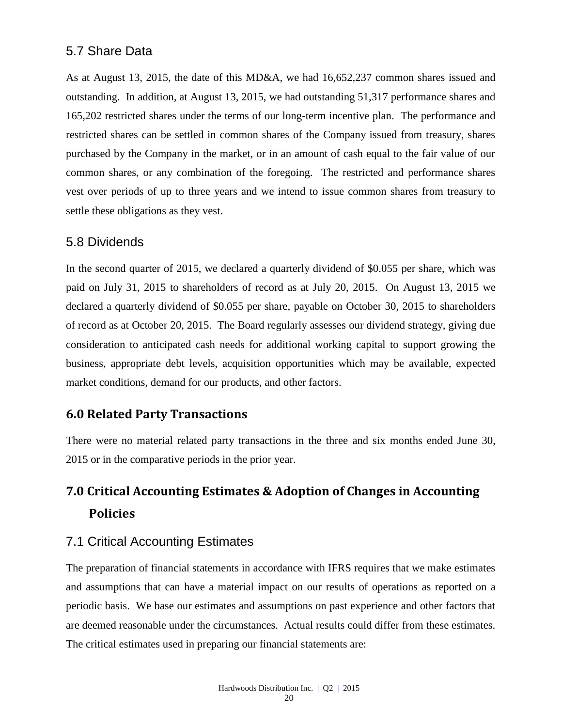### 5.7 Share Data

As at August 13, 2015, the date of this MD&A, we had 16,652,237 common shares issued and outstanding. In addition, at August 13, 2015, we had outstanding 51,317 performance shares and 165,202 restricted shares under the terms of our long-term incentive plan. The performance and restricted shares can be settled in common shares of the Company issued from treasury, shares purchased by the Company in the market, or in an amount of cash equal to the fair value of our common shares, or any combination of the foregoing. The restricted and performance shares vest over periods of up to three years and we intend to issue common shares from treasury to settle these obligations as they vest.

### 5.8 Dividends

In the second quarter of 2015, we declared a quarterly dividend of $0.055 per share, which was paid on July 31, 2015 to shareholders of record as at July 20, 2015. On August 13, 2015 we declared a quarterly dividend of $0.055 per share, payable on October 30, 2015 to shareholders of record as at October 20, 2015. The Board regularly assesses our dividend strategy, giving due consideration to anticipated cash needs for additional working capital to support growing the business, appropriate debt levels, acquisition opportunities which may be available, expected market conditions, demand for our products, and other factors.

## 6.0 Related Party Transactions

There were no material related party transactions in the three and six months ended June 30, 2015 or in the comparative periods in the prior year.

## 7.0 Critical Accounting Estimates & Adoption of Changes in Accounting Policies

### 7.1 Critical Accounting Estimates

The preparation of financial statements in accordance with IFRS requires that we make estimates and assumptions that can have a material impact on our results of operations as reported on a periodic basis. We base our estimates and assumptions on past experience and other factors that are deemed reasonable under the circumstances. Actual results could differ from these estimates. The critical estimates used in preparing our financial statements are: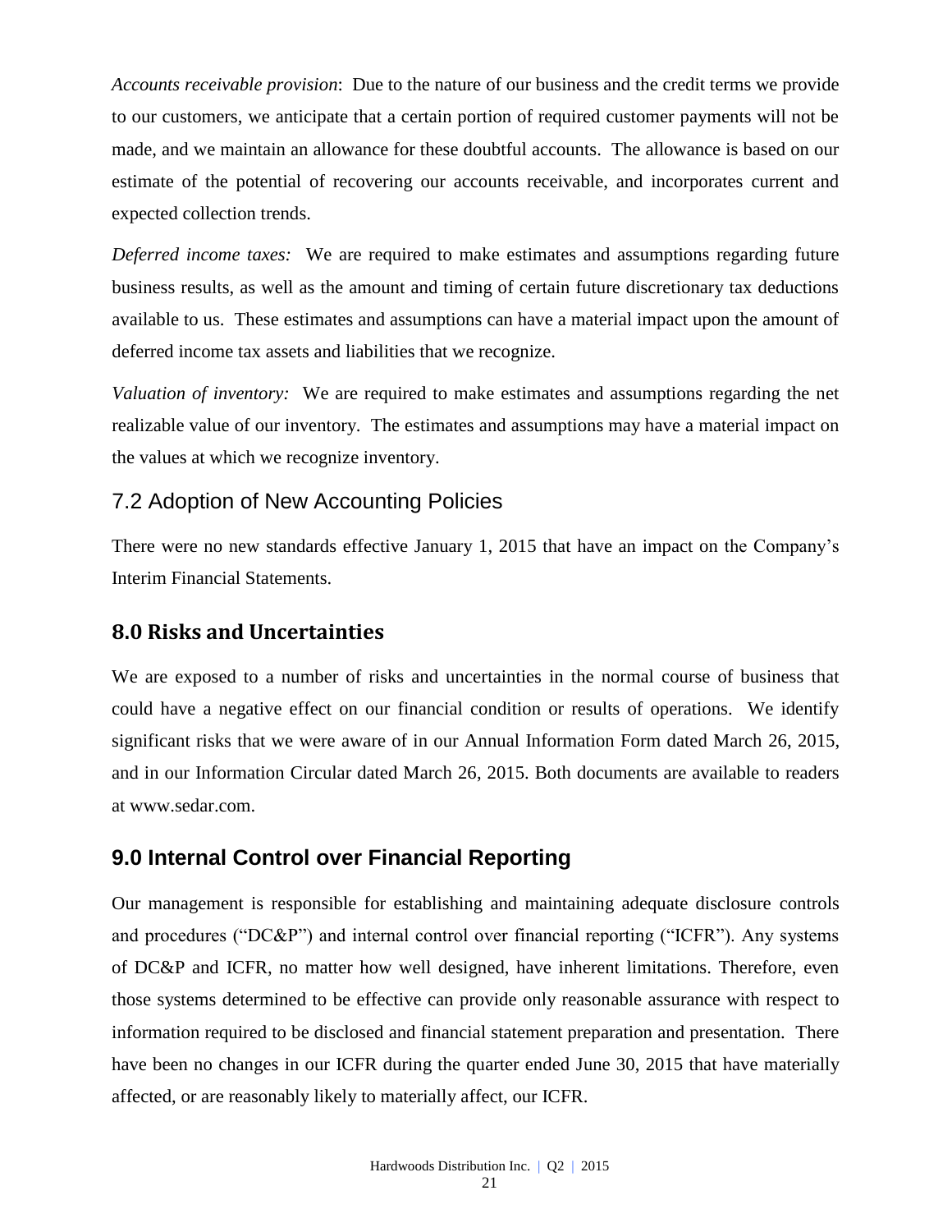*Accounts receivable provision*: Due to the nature of our business and the credit terms we provide to our customers, we anticipate that a certain portion of required customer payments will not be made, and we maintain an allowance for these doubtful accounts. The allowance is based on our estimate of the potential of recovering our accounts receivable, and incorporates current and expected collection trends.

*Deferred income taxes:* We are required to make estimates and assumptions regarding future business results, as well as the amount and timing of certain future discretionary tax deductions available to us. These estimates and assumptions can have a material impact upon the amount of deferred income tax assets and liabilities that we recognize.

*Valuation of inventory:* We are required to make estimates and assumptions regarding the net realizable value of our inventory. The estimates and assumptions may have a material impact on the values at which we recognize inventory.

### 7.2 Adoption of New Accounting Policies

There were no new standards effective January 1, 2015 that have an impact on the Company's Interim Financial Statements.

## 8.0 Risks and Uncertainties

We are exposed to a number of risks and uncertainties in the normal course of business that could have a negative effect on our financial condition or results of operations. We identify significant risks that we were aware of in our Annual Information Form dated March 26, 2015, and in our Information Circular dated March 26, 2015. Both documents are available to readers at www.sedar.com.

## 9.0 Internal Control over Financial Reporting

Our management is responsible for establishing and maintaining adequate disclosure controls and procedures ("DC&P") and internal control over financial reporting ("ICFR"). Any systems of DC&P and ICFR, no matter how well designed, have inherent limitations. Therefore, even those systems determined to be effective can provide only reasonable assurance with respect to information required to be disclosed and financial statement preparation and presentation. There have been no changes in our ICFR during the quarter ended June 30, 2015 that have materially affected, or are reasonably likely to materially affect, our ICFR.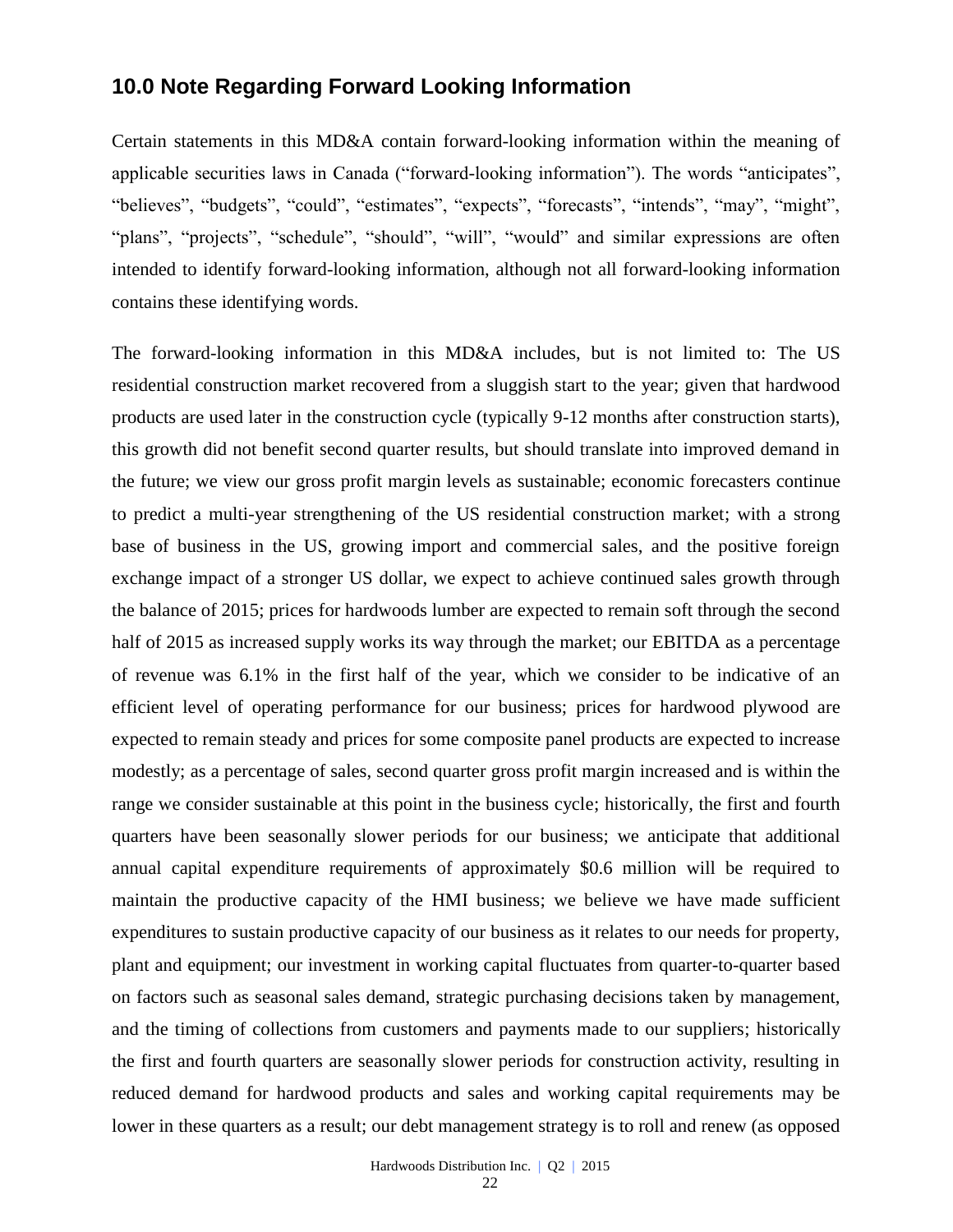## 10.0 Note Regarding Forward Looking Information

Certain statements in this MD&A contain forward-looking information within the meaning of applicable securities laws in Canada ("forward-looking information"). The words "anticipates", "believes", "budgets", "could", "estimates", "expects", "forecasts", "intends", "may", "might", "plans", "projects", "schedule", "should", "will", "would" and similar expressions are often intended to identify forward-looking information, although not all forward-looking information contains these identifying words.

The forward-looking information in this MD&A includes, but is not limited to: The US residential construction market recovered from a sluggish start to the year; given that hardwood products are used later in the construction cycle (typically 9-12 months after construction starts), this growth did not benefit second quarter results, but should translate into improved demand in the future; we view our gross profit margin levels as sustainable; economic forecasters continue to predict a multi-year strengthening of the US residential construction market; with a strong base of business in the US, growing import and commercial sales, and the positive foreign exchange impact of a stronger US dollar, we expect to achieve continued sales growth through the balance of 2015; prices for hardwoods lumber are expected to remain soft through the second half of 2015 as increased supply works its way through the market; our EBITDA as a percentage of revenue was 6.1% in the first half of the year, which we consider to be indicative of an efficient level of operating performance for our business; prices for hardwood plywood are expected to remain steady and prices for some composite panel products are expected to increase modestly; as a percentage of sales, second quarter gross profit margin increased and is within the range we consider sustainable at this point in the business cycle; historically, the first and fourth quarters have been seasonally slower periods for our business; we anticipate that additional annual capital expenditure requirements of approximately \$0.6 million will be required to maintain the productive capacity of the HMI business; we believe we have made sufficient expenditures to sustain productive capacity of our business as it relates to our needs for property, plant and equipment; our investment in working capital fluctuates from quarter-to-quarter based on factors such as seasonal sales demand, strategic purchasing decisions taken by management, and the timing of collections from customers and payments made to our suppliers; historically the first and fourth quarters are seasonally slower periods for construction activity, resulting in reduced demand for hardwood products and sales and working capital requirements may be lower in these quarters as a result; our debt management strategy is to roll and renew (as opposed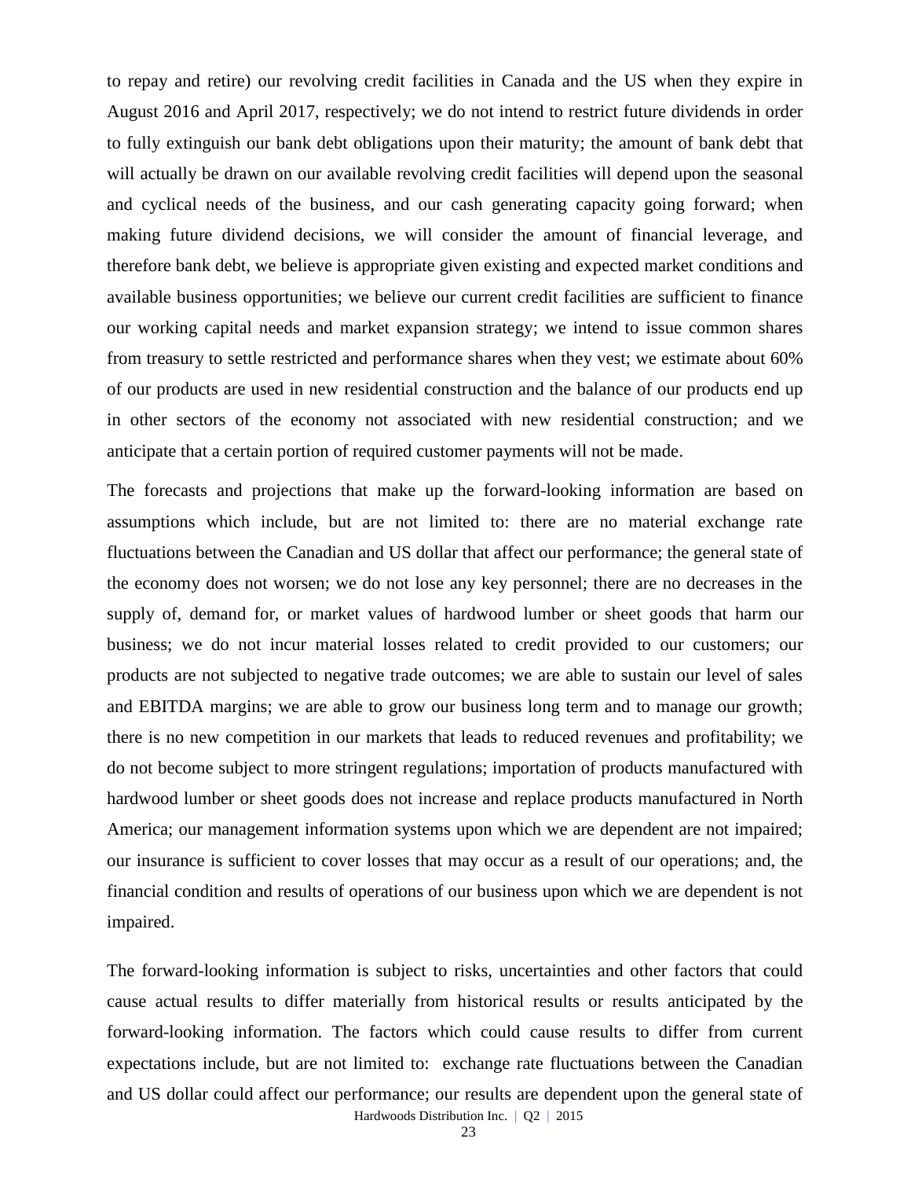to repay and retire) our revolving credit facilities in Canada and the US when they expire in August 2016 and April 2017, respectively; we do not intend to restrict future dividends in order to fully extinguish our bank debt obligations upon their maturity; the amount of bank debt that will actually be drawn on our available revolving credit facilities will depend upon the seasonal and cyclical needs of the business, and our cash generating capacity going forward; when making future dividend decisions, we will consider the amount of financial leverage, and therefore bank debt, we believe is appropriate given existing and expected market conditions and available business opportunities; we believe our current credit facilities are sufficient to finance our working capital needs and market expansion strategy; we intend to issue common shares from treasury to settle restricted and performance shares when they vest; we estimate about 60% of our products are used in new residential construction and the balance of our products end up in other sectors of the economy not associated with new residential construction; and we anticipate that a certain portion of required customer payments will not be made.

The forecasts and projections that make up the forward-looking information are based on assumptions which include, but are not limited to: there are no material exchange rate fluctuations between the Canadian and US dollar that affect our performance; the general state of the economy does not worsen; we do not lose any key personnel; there are no decreases in the supply of, demand for, or market values of hardwood lumber or sheet goods that harm our business; we do not incur material losses related to credit provided to our customers; our products are not subjected to negative trade outcomes; we are able to sustain our level of sales and EBITDA margins; we are able to grow our business long term and to manage our growth; there is no new competition in our markets that leads to reduced revenues and profitability; we do not become subject to more stringent regulations; importation of products manufactured with hardwood lumber or sheet goods does not increase and replace products manufactured in North America; our management information systems upon which we are dependent are not impaired; our insurance is sufficient to cover losses that may occur as a result of our operations; and, the financial condition and results of operations of our business upon which we are dependent is not impaired.

The forward-looking information is subject to risks, uncertainties and other factors that could cause actual results to differ materially from historical results or results anticipated by the forward-looking information. The factors which could cause results to differ from current expectations include, but are not limited to: exchange rate fluctuations between the Canadian and US dollar could affect our performance; our results are dependent upon the general state of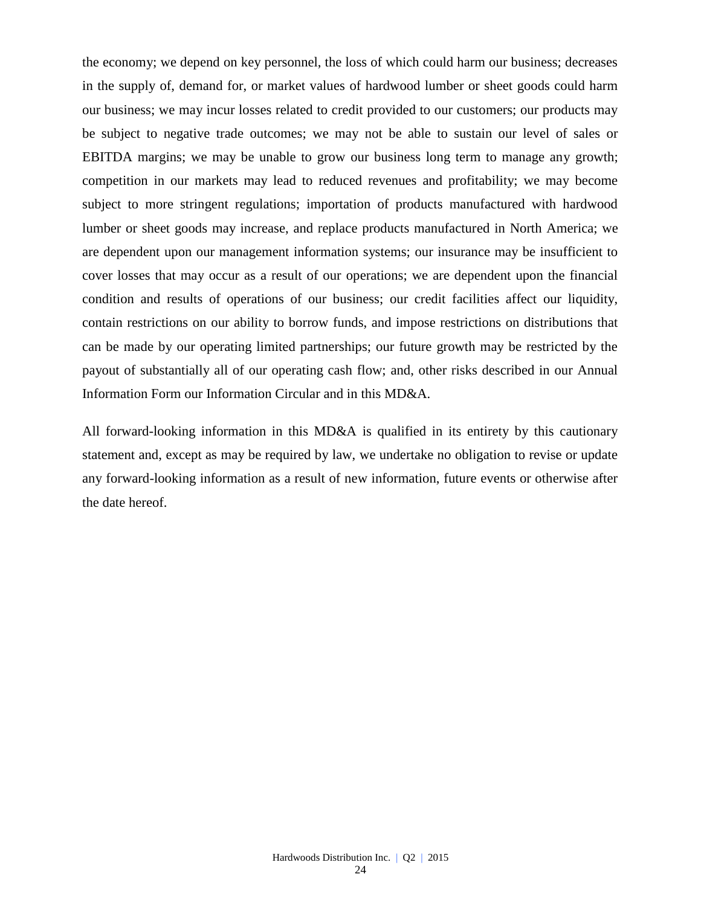the economy; we depend on key personnel, the loss of which could harm our business; decreases in the supply of, demand for, or market values of hardwood lumber or sheet goods could harm our business; we may incur losses related to credit provided to our customers; our products may be subject to negative trade outcomes; we may not be able to sustain our level of sales or EBITDA margins; we may be unable to grow our business long term to manage any growth; competition in our markets may lead to reduced revenues and profitability; we may become subject to more stringent regulations; importation of products manufactured with hardwood lumber or sheet goods may increase, and replace products manufactured in North America; we are dependent upon our management information systems; our insurance may be insufficient to cover losses that may occur as a result of our operations; we are dependent upon the financial condition and results of operations of our business; our credit facilities affect our liquidity, contain restrictions on our ability to borrow funds, and impose restrictions on distributions that can be made by our operating limited partnerships; our future growth may be restricted by the payout of substantially all of our operating cash flow; and, other risks described in our Annual Information Form our Information Circular and in this MD&A.

All forward-looking information in this MD&A is qualified in its entirety by this cautionary statement and, except as may be required by law, we undertake no obligation to revise or update any forward-looking information as a result of new information, future events or otherwise after the date hereof.